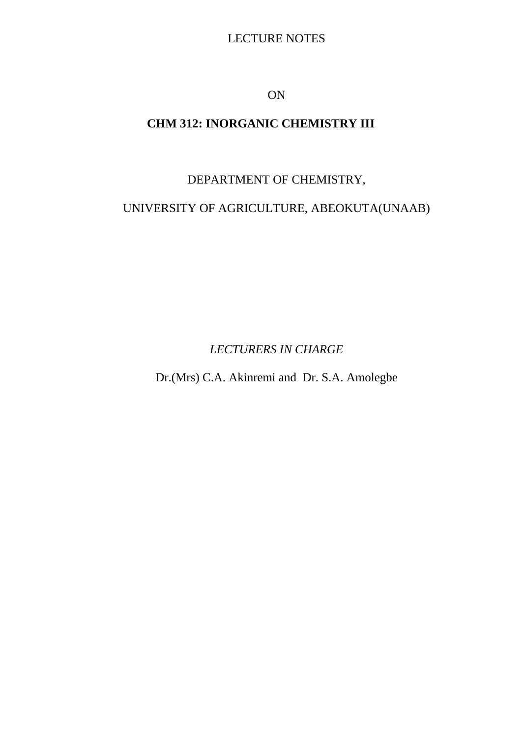LECTURE NOTES

ON

# CHM 312: INORGANIC CHEMISTRY III

DEPARTMENT OF CHEMISTRY,

UNIVERSITY OF AGRICULTURE, ABEOKUTA(UNAAB)

*LECTURERS IN CHARGE*

Dr.(Mrs) C.A. Akinremi and Dr. S.A. Amolegbe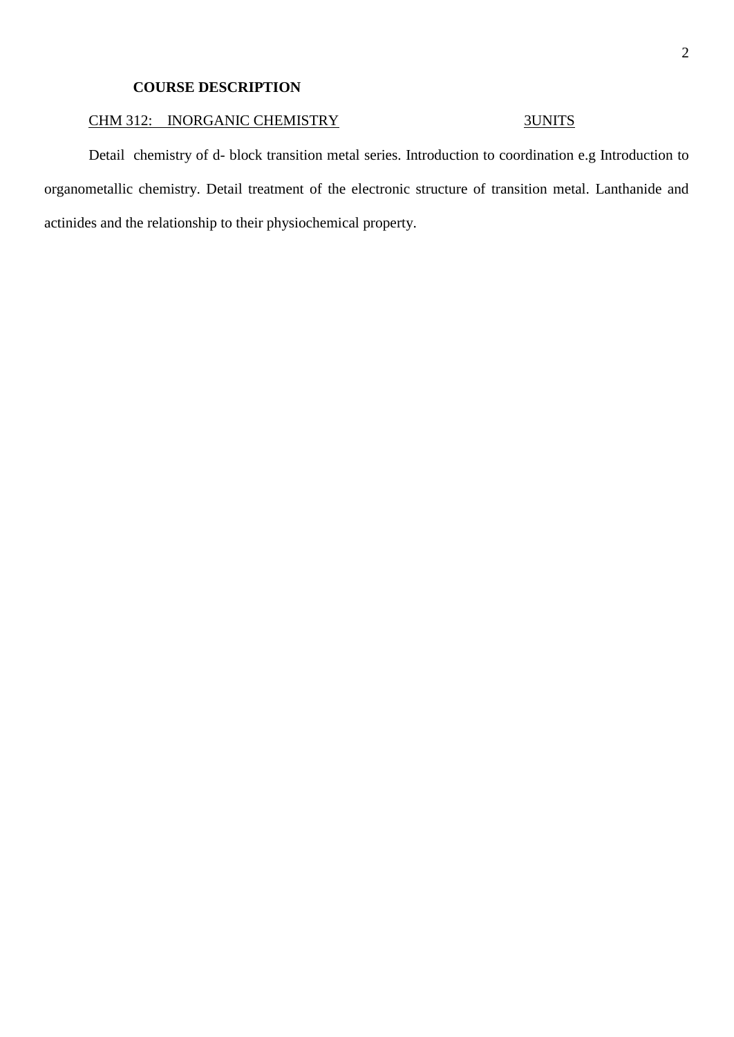## COURSE DESCRIPTION

CHM 312: INORGANIC CHEMISTRY 3UNITS

Detail chemistry of d- block transition metal series. Introduction to coordination e.g Introduction to organometallic chemistry. Detail treatment of the electronic structure of transition metal. Lanthanide and actinides and the relationship to their physiochemical property.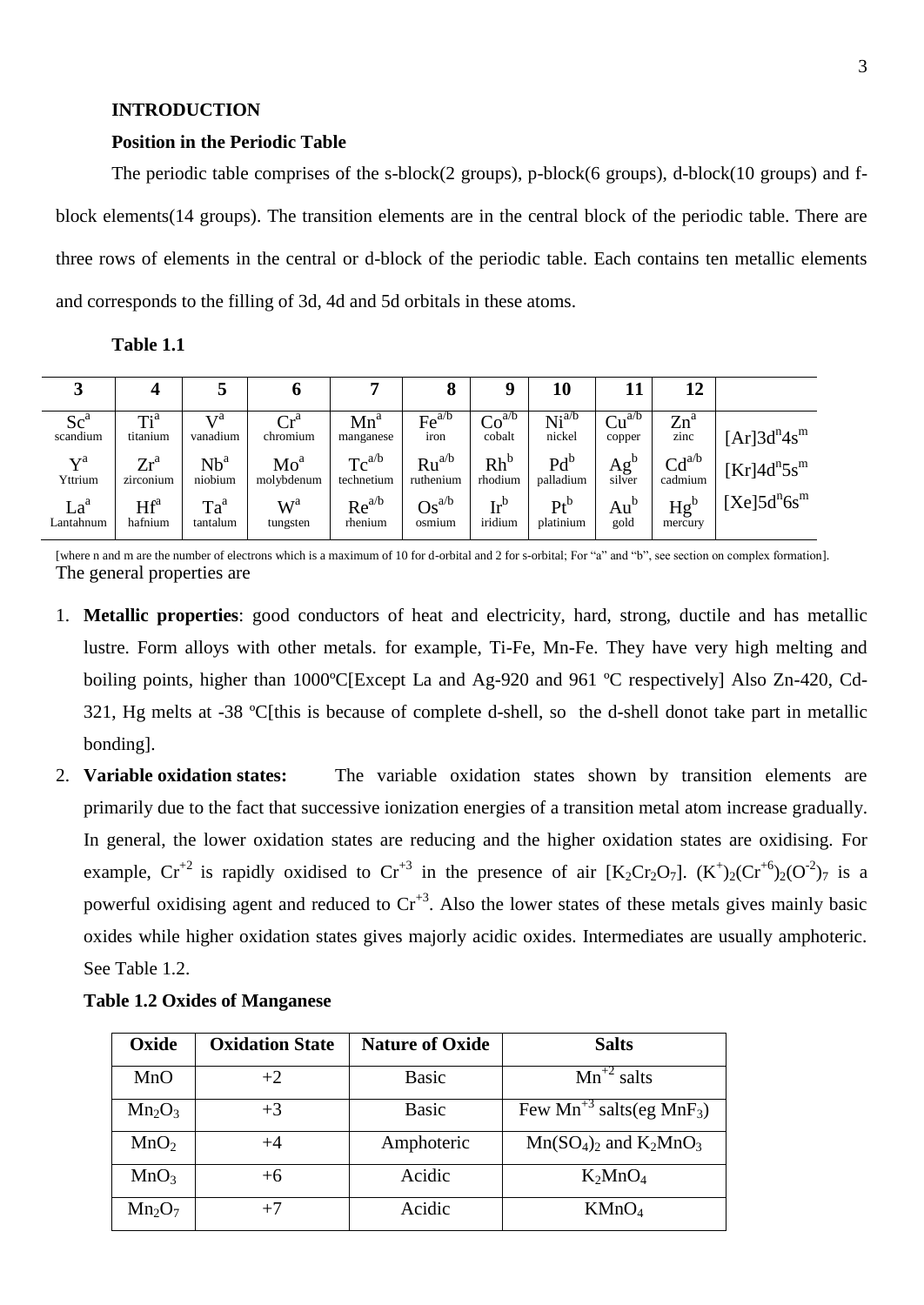**INTRODUCTION**

**Position in the Periodic Table**

The periodic table comprises of the s-block(2 groups), p-block(6 groups), d-block(10 groups) and f-block elements(14 groups). The transition elements are in the central block of the periodic table. There are three rows of elements in the central or d-block of the periodic table. Each contains ten metallic elements and corresponds to the filling of 3d, 4d and 5d orbitals in these atoms.

**Table 1.1**

| 3 | 4 | 5 | 6 | 7 | 8 | 9 | 10 | 11 | 12 | |
|---|---|---|---|---|---|---|---|---|---|---|
| $Sc^{a}$ scandium | $Ti^{a}$ titanium | $V^{a}$ vanadium | $Cr^{a}$ chromium | $Mn^{a}$ manganese | $Fe^{a/b}$ iron | $Co^{a/b}$ cobalt | $Ni^{a/b}$ nickel | $Cu^{a/b}$ copper | $Zn^{a}$ zinc | $[Ar]3d^{n}4s^{m}$ |
| $Y^{a}$ Yttrium | $Zr^{a}$ zirconium | $Nb^{a}$ niobium | $Mo^{a}$ molybdenum | $Tc^{a/b}$ technetium | $Ru^{a/b}$ ruthenium | $Rh^{b}$ rhodium | $Pd^{b}$ palladium | $Ag^{b}$ silver | $Cd^{a/b}$ cadmium | $[Kr]4d^{n}5s^{m}$ |
| $La^{a}$ Lantahnum | $Hf^{a}$ hafnium | $Ta^{a}$ tantalum | $W^{a}$ tungsten | $Re^{a/b}$ rhenium | $Os^{a/b}$ osmium | $Ir^{b}$ iridium | $Pt^{b}$ platinium | $Au^{b}$ gold | $Hg^{b}$ mercury | $[Xe]5d^{n}6s^{m}$ |

[where n and m are the number of electrons which is a maximum of 10 for d-orbital and 2 for s-orbital; For "a" and "b", see section on complex formation].

The general properties are

1. **Metallic properties**: good conductors of heat and electricity, hard, strong, ductile and has metallic lustre. Form alloys with other metals. for example, Ti-Fe, Mn-Fe. They have very high melting and boiling points, higher than 1000ºC[Except La and Ag-920 and 961 ºC respectively] Also Zn-420, Cd-321, Hg melts at -38 ºC[this is because of complete d-shell, so the d-shell donot take part in metallic bonding].
2. **Variable oxidation states:** The variable oxidation states shown by transition elements are primarily due to the fact that successive ionization energies of a transition metal atom increase gradually. In general, the lower oxidation states are reducing and the higher oxidation states are oxidising. For example, $Cr^{+2}$ is rapidly oxidised to $Cr^{+3}$ in the presence of air [$K_2Cr_2O_7$]. $(K^{+})_2(Cr^{+6})_2(O^{-2})_7$ is a powerful oxidising agent and reduced to $Cr^{+3}$. Also the lower states of these metals gives mainly basic oxides while higher oxidation states gives majorly acidic oxides. Intermediates are usually amphoteric. See Table 1.2.

**Table 1.2 Oxides of Manganese**

| Oxide | Oxidation State | Nature of Oxide | Salts |
|---|---|---|---|
| $MnO$ | +2 | Basic | $Mn^{+2}$ salts |
| $Mn_2O_3$ | +3 | Basic | Few $Mn^{+3}$ salts(eg $MnF_3$) |
| $MnO_2$ | +4 | Amphoteric | $Mn(SO_4)_2$ and $K_2MnO_3$ |
| $MnO_3$ | +6 | Acidic | $K_2MnO_4$ |
| $Mn_2O_7$ | +7 | Acidic | $KMnO_4$ |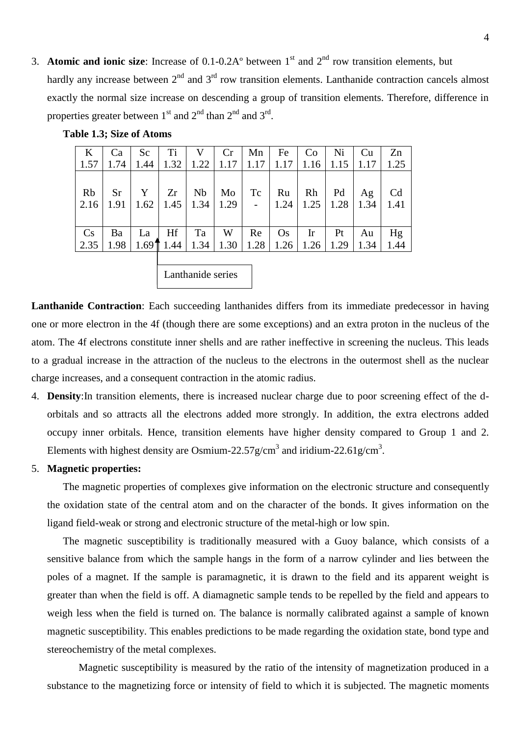3. **Atomic and ionic size**: Increase of 0.1-0.2A° between 1st and 2nd row transition elements, but hardly any increase between 2nd and 3rd row transition elements. Lanthanide contraction cancels almost exactly the normal size increase on descending a group of transition elements. Therefore, difference in properties greater between 1st and 2nd than 2nd and 3rd.

**Table 1.3; Size of Atoms**

| K | Ca | Sc | Ti | V | Cr | Mn | Fe | Co | Ni | Cu | Zn |
|---|---|---|---|---|---|---|---|---|---|---|---|
| 1.57 | 1.74 | 1.44 | 1.32 | 1.22 | 1.17 | 1.17 | 1.17 | 1.16 | 1.15 | 1.17 | 1.25 |
| Rb | Sr | Y | Zr | Nb | Mo | Tc | Ru | Rh | Pd | Ag | Cd |
| 2.16 | 1.91 | 1.62 | 1.45 | 1.34 | 1.29 | - | 1.24 | 1.25 | 1.28 | 1.34 | 1.41 |
| Cs | Ba | La | Hf | Ta | W | Re | Os | Ir | Pt | Au | Hg |
| 2.35 | 1.98 | 1.69 | 1.44 | 1.34 | 1.30 | 1.28 | 1.26 | 1.26 | 1.29 | 1.34 | 1.44 |

Lanthanide series

**Lanthanide Contraction**: Each succeeding lanthanides differs from its immediate predecessor in having one or more electron in the 4f (though there are some exceptions) and an extra proton in the nucleus of the atom. The 4f electrons constitute inner shells and are rather ineffective in screening the nucleus. This leads to a gradual increase in the attraction of the nucleus to the electrons in the outermost shell as the nuclear charge increases, and a consequent contraction in the atomic radius.

4. **Density**:In transition elements, there is increased nuclear charge due to poor screening effect of the d-orbitals and so attracts all the electrons added more strongly. In addition, the extra electrons added occupy inner orbitals. Hence, transition elements have higher density compared to Group 1 and 2. Elements with highest density are Osmium-22.57g/cm$^3$ and iridium-22.61g/cm$^3$.

5. **Magnetic properties:**

   The magnetic properties of complexes give information on the electronic structure and consequently the oxidation state of the central atom and on the character of the bonds. It gives information on the ligand field-weak or strong and electronic structure of the metal-high or low spin.

   The magnetic susceptibility is traditionally measured with a Guoy balance, which consists of a sensitive balance from which the sample hangs in the form of a narrow cylinder and lies between the poles of a magnet. If the sample is paramagnetic, it is drawn to the field and its apparent weight is greater than when the field is off. A diamagnetic sample tends to be repelled by the field and appears to weigh less when the field is turned on. The balance is normally calibrated against a sample of known magnetic susceptibility. This enables predictions to be made regarding the oxidation state, bond type and stereochemistry of the metal complexes.

   Magnetic susceptibility is measured by the ratio of the intensity of magnetization produced in a substance to the magnetizing force or intensity of field to which it is subjected. The magnetic moments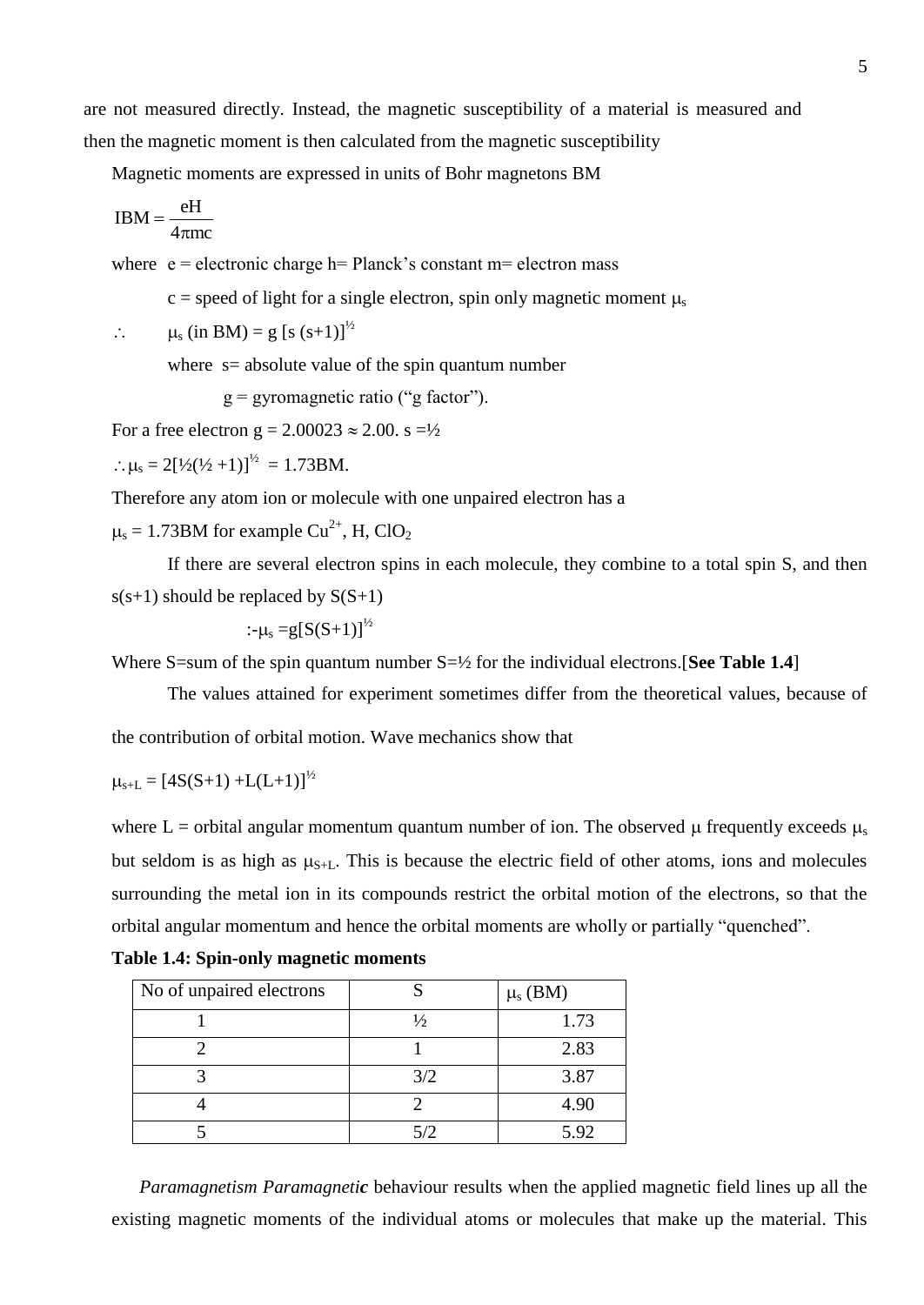are not measured directly. Instead, the magnetic susceptibility of a material is measured and then the magnetic moment is then calculated from the magnetic susceptibility

Magnetic moments are expressed in units of Bohr magnetons BM

$$\text{IBM} = \frac{eH}{4\pi mc}$$

where e = electronic charge h= Planck's constant m= electron mass

c = speed of light for a single electron, spin only magnetic moment $\mu_s$

$\therefore \quad \mu_s$ (in BM) = g $[s(s+1)]^{½}$

where s= absolute value of the spin quantum number

g = gyromagnetic ratio ("g factor").

For a free electron g = 2.00023 $\approx$ 2.00. s =½

$\therefore \mu_s = 2[½(½ +1)]^{½}$ = 1.73BM.

Therefore any atom ion or molecule with one unpaired electron has a

$\mu_s$ = 1.73BM for example $Cu^{2+}$, H, $ClO_2$

If there are several electron spins in each molecule, they combine to a total spin S, and then s(s+1) should be replaced by S(S+1)

$:-\mu_s = g[S(S+1)]^{½}$

Where S=sum of the spin quantum number S=½ for the individual electrons.[**See Table 1.4**]

The values attained for experiment sometimes differ from the theoretical values, because of the contribution of orbital motion. Wave mechanics show that

$\mu_{s+L} = [4S(S+1) + L(L+1)]^{½}$

where L = orbital angular momentum quantum number of ion. The observed $\mu$ frequently exceeds $\mu_s$ but seldom is as high as $\mu_{S+L}$. This is because the electric field of other atoms, ions and molecules surrounding the metal ion in its compounds restrict the orbital motion of the electrons, so that the orbital angular momentum and hence the orbital moments are wholly or partially "quenched".

**Table 1.4: Spin-only magnetic moments**

| No of unpaired electrons | S | $\mu_s$ (BM) |
|---|---|---|
| 1 | ½ | 1.73 |
| 2 | 1 | 2.83 |
| 3 | 3/2 | 3.87 |
| 4 | 2 | 4.90 |
| 5 | 5/2 | 5.92 |

*Paramagnetism Paramagnetic* behaviour results when the applied magnetic field lines up all the existing magnetic moments of the individual atoms or molecules that make up the material. This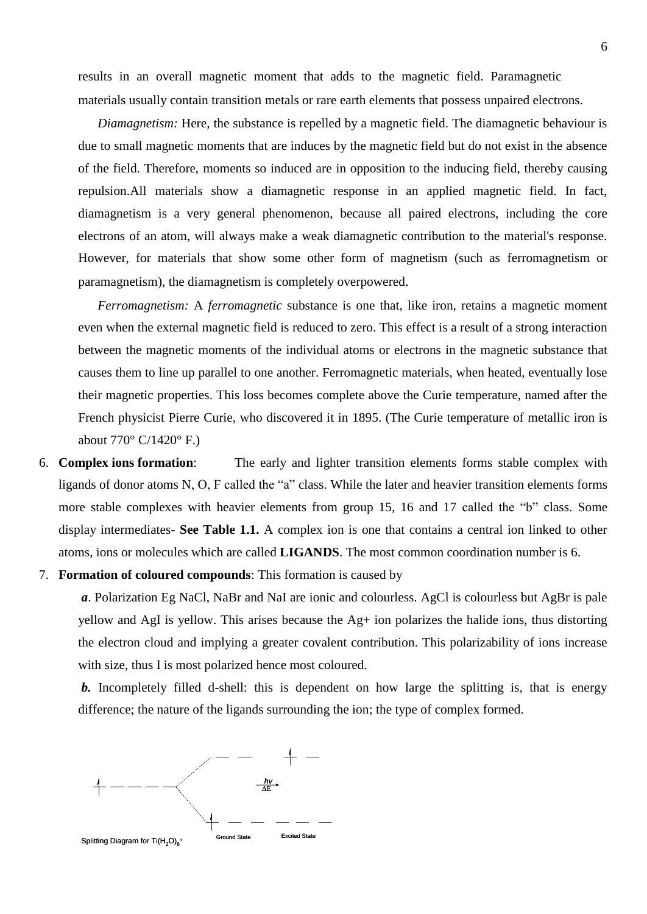results in an overall magnetic moment that adds to the magnetic field. Paramagnetic materials usually contain transition metals or rare earth elements that possess unpaired electrons.

*Diamagnetism:* Here, the substance is repelled by a magnetic field. The diamagnetic behaviour is due to small magnetic moments that are induces by the magnetic field but do not exist in the absence of the field. Therefore, moments so induced are in opposition to the inducing field, thereby causing repulsion.All materials show a diamagnetic response in an applied magnetic field. In fact, diamagnetism is a very general phenomenon, because all paired electrons, including the core electrons of an atom, will always make a weak diamagnetic contribution to the material's response. However, for materials that show some other form of magnetism (such as ferromagnetism or paramagnetism), the diamagnetism is completely overpowered.

*Ferromagnetism:* A *ferromagnetic* substance is one that, like iron, retains a magnetic moment even when the external magnetic field is reduced to zero. This effect is a result of a strong interaction between the magnetic moments of the individual atoms or electrons in the magnetic substance that causes them to line up parallel to one another. Ferromagnetic materials, when heated, eventually lose their magnetic properties. This loss becomes complete above the Curie temperature, named after the French physicist Pierre Curie, who discovered it in 1895. (The Curie temperature of metallic iron is about 770° C/1420° F.)

6. **Complex ions formation**: The early and lighter transition elements forms stable complex with ligands of donor atoms N, O, F called the "a" class. While the later and heavier transition elements forms more stable complexes with heavier elements from group 15, 16 and 17 called the "b" class. Some display intermediates- **See Table 1.1.** A complex ion is one that contains a central ion linked to other atoms, ions or molecules which are called **LIGANDS**. The most common coordination number is 6.
7. **Formation of coloured compounds**: This formation is caused by

   ***a***. Polarization Eg NaCl, NaBr and NaI are ionic and colourless. AgCl is colourless but AgBr is pale yellow and AgI is yellow. This arises because the $Ag^+$ ion polarizes the halide ions, thus distorting the electron cloud and implying a greater covalent contribution. This polarizability of ions increase with size, thus I is most polarized hence most coloured.

   ***b.*** Incompletely filled d-shell: this is dependent on how large the splitting is, that is energy difference; the nature of the ligands surrounding the ion; the type of complex formed.

$h\nu$ / $\Delta E$

Ground State — Excited State

Splitting Diagram for $Ti(H_2O)_6^+$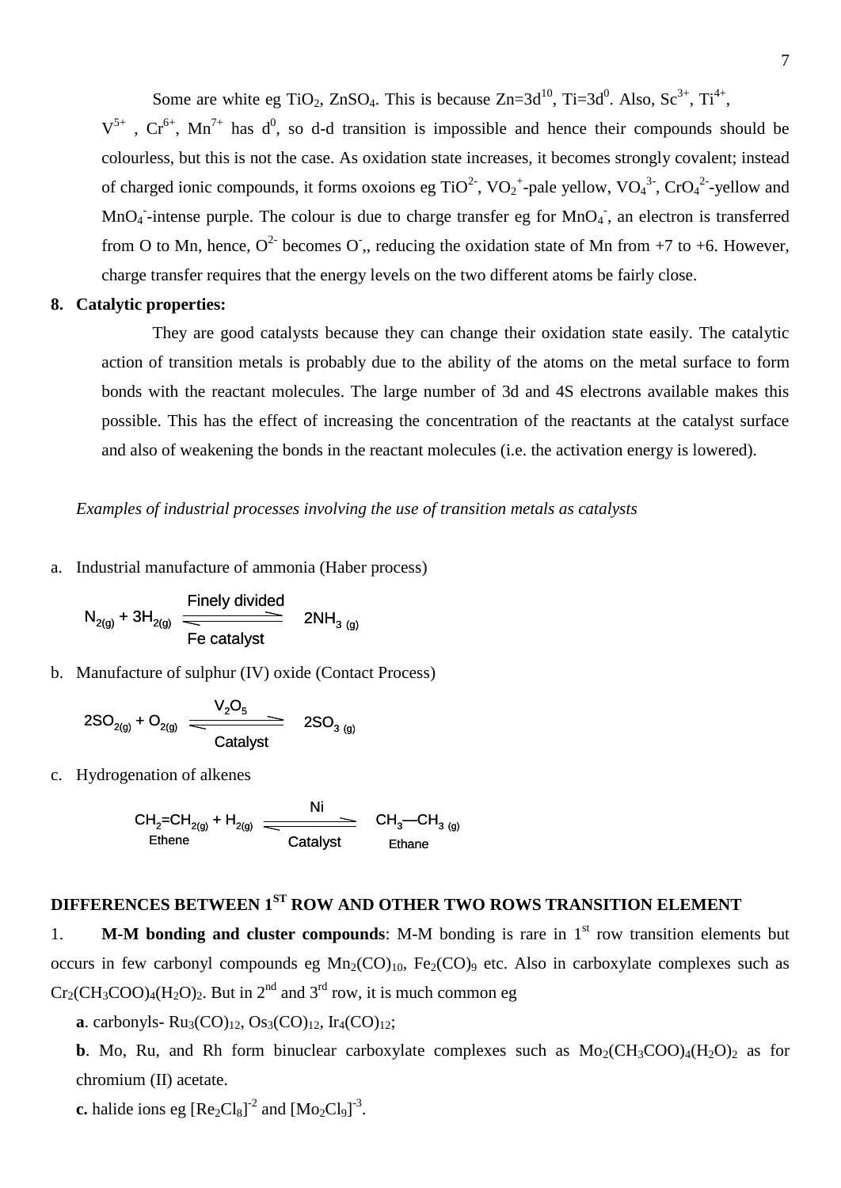Some are white eg $TiO_2$, $ZnSO_4$. This is because $Zn=3d^{10}$, $Ti=3d^0$. Also, $Sc^{3+}$, $Ti^{4+}$, $V^{5+}$ , $Cr^{6+}$, $Mn^{7+}$ has $d^0$, so d-d transition is impossible and hence their compounds should be colourless, but this is not the case. As oxidation state increases, it becomes strongly covalent; instead of charged ionic compounds, it forms oxoions eg $TiO^{2-}$, $VO_2^{+}$-pale yellow, $VO_4^{3-}$, $CrO_4^{2-}$-yellow and $MnO_4^{-}$-intense purple. The colour is due to charge transfer eg for $MnO_4^{-}$, an electron is transferred from O to Mn, hence, $O^{2-}$ becomes $O^{-}$,, reducing the oxidation state of Mn from +7 to +6. However, charge transfer requires that the energy levels on the two different atoms be fairly close.

**8. Catalytic properties:**

They are good catalysts because they can change their oxidation state easily. The catalytic action of transition metals is probably due to the ability of the atoms on the metal surface to form bonds with the reactant molecules. The large number of 3d and 4S electrons available makes this possible. This has the effect of increasing the concentration of the reactants at the catalyst surface and also of weakening the bonds in the reactant molecules (i.e. the activation energy is lowered).

*Examples of industrial processes involving the use of transition metals as catalysts*

a. Industrial manufacture of ammonia (Haber process)

$$N_{2(g)} + 3H_{2(g)} \underset{\text{Fe catalyst}}{\overset{\text{Finely divided}}{\rightleftharpoons}} 2NH_{3\ (g)}$$

b. Manufacture of sulphur (IV) oxide (Contact Process)

$$2SO_{2(g)} + O_{2(g)} \underset{\text{Catalyst}}{\overset{V_2O_5}{\rightleftharpoons}} 2SO_{3\ (g)}$$

c. Hydrogenation of alkenes

$$\underset{\text{Ethene}}{CH_2{=}CH_{2(g)}} + H_{2(g)} \underset{\text{Catalyst}}{\overset{\text{Ni}}{\rightleftharpoons}} \underset{\text{Ethane}}{CH_3{-}CH_{3\ (g)}}$$

## DIFFERENCES BETWEEN 1ST ROW AND OTHER TWO ROWS TRANSITION ELEMENT

1. **M-M bonding and cluster compounds**: M-M bonding is rare in 1st row transition elements but occurs in few carbonyl compounds eg $Mn_2(CO)_{10}$, $Fe_2(CO)_9$ etc. Also in carboxylate complexes such as $Cr_2(CH_3COO)_4(H_2O)_2$. But in 2nd and 3rd row, it is much common eg

**a**. carbonyls- $Ru_3(CO)_{12}$, $Os_3(CO)_{12}$, $Ir_4(CO)_{12}$;

**b**. Mo, Ru, and Rh form binuclear carboxylate complexes such as $Mo_2(CH_3COO)_4(H_2O)_2$ as for chromium (II) acetate.

**c.** halide ions eg $[Re_2Cl_8]^{-2}$ and $[Mo_2Cl_9]^{-3}$.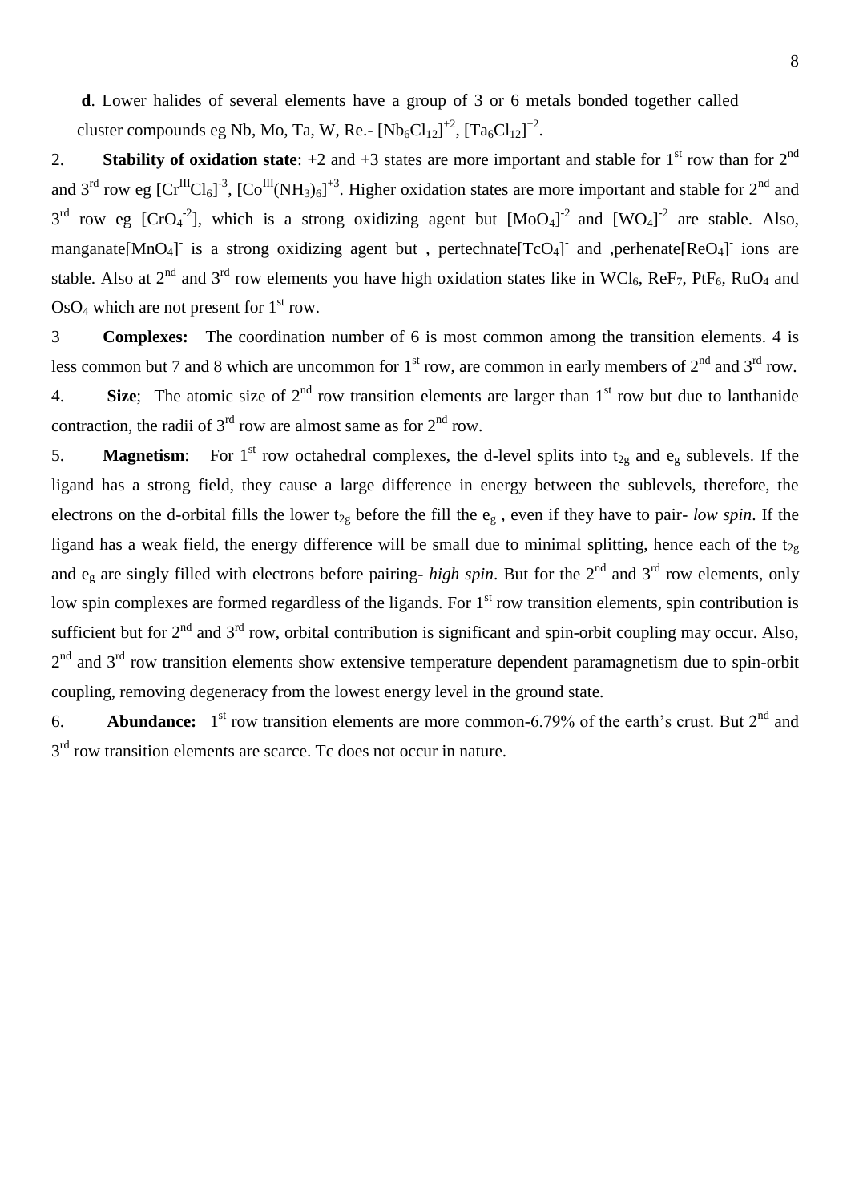**d**. Lower halides of several elements have a group of 3 or 6 metals bonded together called cluster compounds eg Nb, Mo, Ta, W, Re.- $[Nb_6Cl_{12}]^{+2}$, $[Ta_6Cl_{12}]^{+2}$.

2. **Stability of oxidation state**: +2 and +3 states are more important and stable for 1st row than for 2nd and 3rd row eg $[Cr^{III}Cl_6]^{-3}$, $[Co^{III}(NH_3)_6]^{+3}$. Higher oxidation states are more important and stable for 2nd and 3rd row eg $[CrO_4^{-2}]$, which is a strong oxidizing agent but $[MoO_4]^{-2}$ and $[WO_4]^{-2}$ are stable. Also, manganate$[MnO_4]^-$ is a strong oxidizing agent but , pertechnate$[TcO_4]^-$ and ,perhenate$[ReO_4]^-$ ions are stable. Also at 2nd and 3rd row elements you have high oxidation states like in $WCl_6$, $ReF_7$, $PtF_6$, $RuO_4$ and $OsO_4$ which are not present for 1st row.

3 **Complexes:** The coordination number of 6 is most common among the transition elements. 4 is less common but 7 and 8 which are uncommon for 1st row, are common in early members of 2nd and 3rd row.

4. **Size**; The atomic size of 2nd row transition elements are larger than 1st row but due to lanthanide contraction, the radii of 3rd row are almost same as for 2nd row.

5. **Magnetism**: For 1st row octahedral complexes, the d-level splits into $t_{2g}$ and $e_g$ sublevels. If the ligand has a strong field, they cause a large difference in energy between the sublevels, therefore, the electrons on the d-orbital fills the lower $t_{2g}$ before the fill the $e_g$ , even if they have to pair- *low spin*. If the ligand has a weak field, the energy difference will be small due to minimal splitting, hence each of the $t_{2g}$ and $e_g$ are singly filled with electrons before pairing- *high spin*. But for the 2nd and 3rd row elements, only low spin complexes are formed regardless of the ligands. For 1st row transition elements, spin contribution is sufficient but for 2nd and 3rd row, orbital contribution is significant and spin-orbit coupling may occur. Also, 2nd and 3rd row transition elements show extensive temperature dependent paramagnetism due to spin-orbit coupling, removing degeneracy from the lowest energy level in the ground state.

6. **Abundance:** 1st row transition elements are more common-6.79% of the earth's crust. But 2nd and 3rd row transition elements are scarce. Tc does not occur in nature.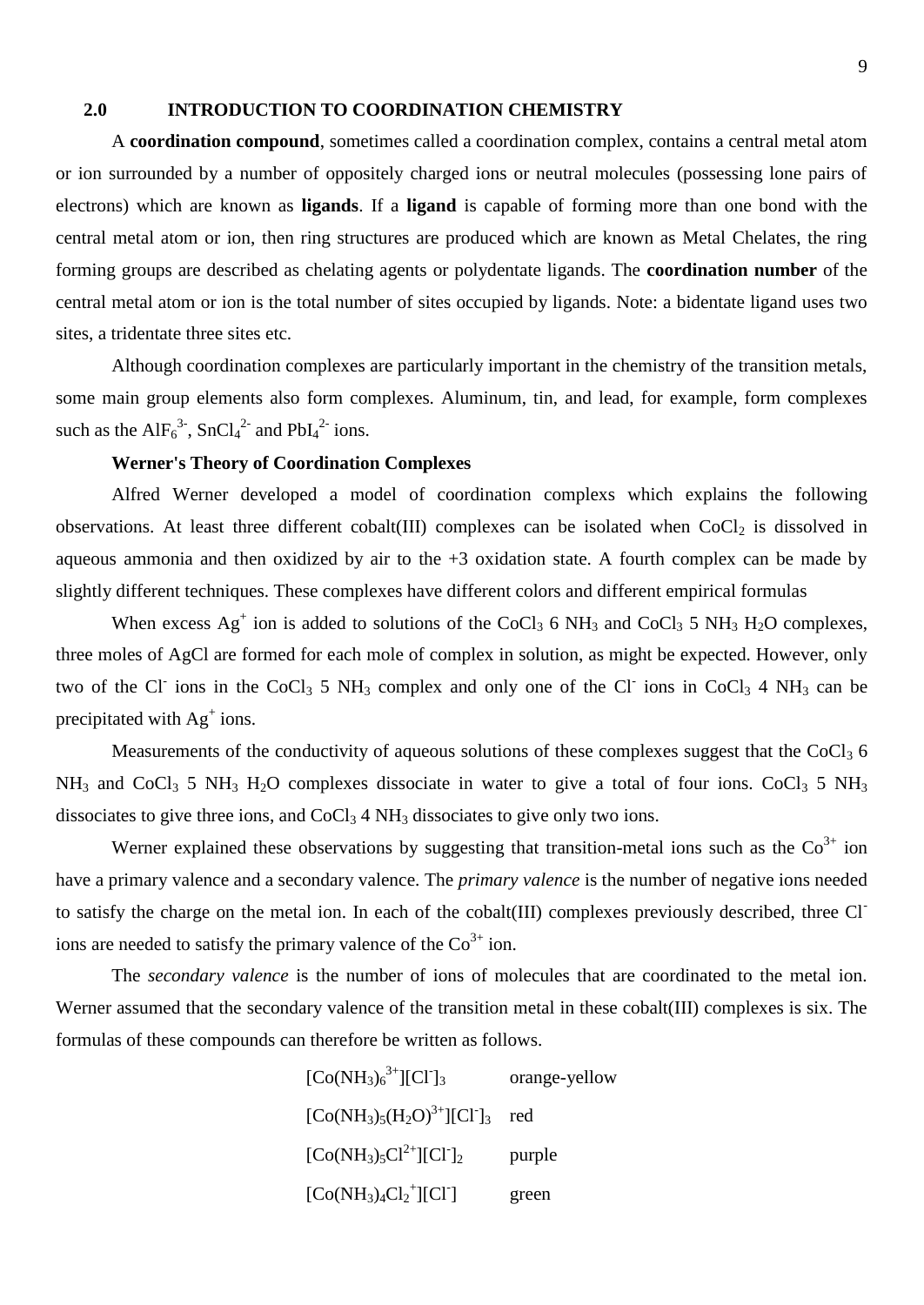## 2.0 INTRODUCTION TO COORDINATION CHEMISTRY

A **coordination compound**, sometimes called a coordination complex, contains a central metal atom or ion surrounded by a number of oppositely charged ions or neutral molecules (possessing lone pairs of electrons) which are known as **ligands**. If a **ligand** is capable of forming more than one bond with the central metal atom or ion, then ring structures are produced which are known as Metal Chelates, the ring forming groups are described as chelating agents or polydentate ligands. The **coordination number** of the central metal atom or ion is the total number of sites occupied by ligands. Note: a bidentate ligand uses two sites, a tridentate three sites etc.

Although coordination complexes are particularly important in the chemistry of the transition metals, some main group elements also form complexes. Aluminum, tin, and lead, for example, form complexes such as the $AlF_6^{3-}$, $SnCl_4^{2-}$ and $PbI_4^{2-}$ ions.

**Werner's Theory of Coordination Complexes**

Alfred Werner developed a model of coordination complexs which explains the following observations. At least three different cobalt(III) complexes can be isolated when $CoCl_2$ is dissolved in aqueous ammonia and then oxidized by air to the +3 oxidation state. A fourth complex can be made by slightly different techniques. These complexes have different colors and different empirical formulas

When excess $Ag^+$ ion is added to solutions of the $CoCl_3$ 6 $NH_3$ and $CoCl_3$ 5 $NH_3$ $H_2O$ complexes, three moles of AgCl are formed for each mole of complex in solution, as might be expected. However, only two of the $Cl^-$ ions in the $CoCl_3$ 5 $NH_3$ complex and only one of the $Cl^-$ ions in $CoCl_3$ 4 $NH_3$ can be precipitated with $Ag^+$ ions.

Measurements of the conductivity of aqueous solutions of these complexes suggest that the $CoCl_3$ 6 $NH_3$ and $CoCl_3$ 5 $NH_3$ $H_2O$ complexes dissociate in water to give a total of four ions. $CoCl_3$ 5 $NH_3$ dissociates to give three ions, and $CoCl_3$ 4 $NH_3$ dissociates to give only two ions.

Werner explained these observations by suggesting that transition-metal ions such as the $Co^{3+}$ ion have a primary valence and a secondary valence. The *primary valence* is the number of negative ions needed to satisfy the charge on the metal ion. In each of the cobalt(III) complexes previously described, three $Cl^-$ ions are needed to satisfy the primary valence of the $Co^{3+}$ ion.

The *secondary valence* is the number of ions of molecules that are coordinated to the metal ion. Werner assumed that the secondary valence of the transition metal in these cobalt(III) complexes is six. The formulas of these compounds can therefore be written as follows.

| | |
|---|---|
| $[Co(NH_3)_6{}^{3+}][Cl^-]_3$ | orange-yellow |
| $[Co(NH_3)_5(H_2O)^{3+}][Cl^-]_3$ | red |
| $[Co(NH_3)_5Cl^{2+}][Cl^-]_2$ | purple |
| $[Co(NH_3)_4Cl_2{}^+][Cl^-]$ | green |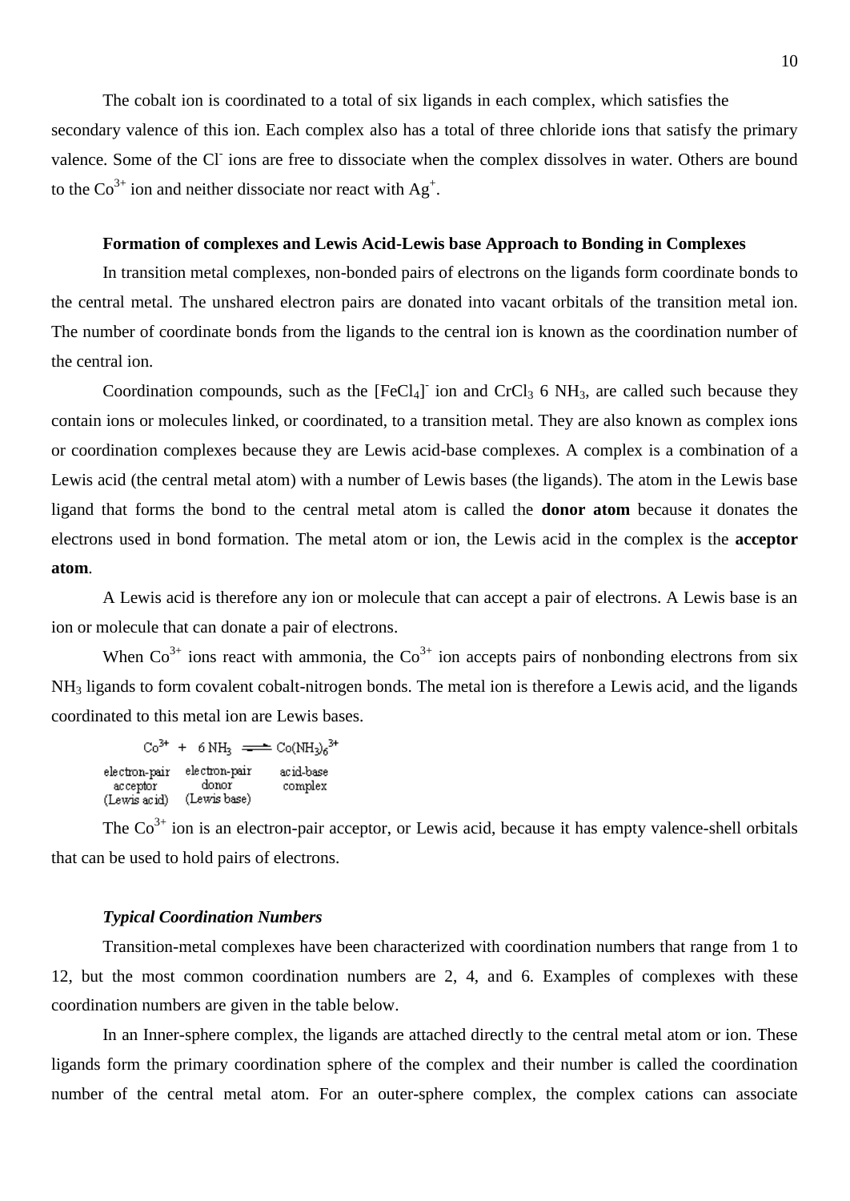The cobalt ion is coordinated to a total of six ligands in each complex, which satisfies the secondary valence of this ion. Each complex also has a total of three chloride ions that satisfy the primary valence. Some of the $Cl^-$ ions are free to dissociate when the complex dissolves in water. Others are bound to the $Co^{3+}$ ion and neither dissociate nor react with $Ag^+$.

**Formation of complexes and Lewis Acid-Lewis base Approach to Bonding in Complexes**

In transition metal complexes, non-bonded pairs of electrons on the ligands form coordinate bonds to the central metal. The unshared electron pairs are donated into vacant orbitals of the transition metal ion. The number of coordinate bonds from the ligands to the central ion is known as the coordination number of the central ion.

Coordination compounds, such as the $[FeCl_4]^-$ ion and $CrCl_3$ 6 $NH_3$, are called such because they contain ions or molecules linked, or coordinated, to a transition metal. They are also known as complex ions or coordination complexes because they are Lewis acid-base complexes. A complex is a combination of a Lewis acid (the central metal atom) with a number of Lewis bases (the ligands). The atom in the Lewis base ligand that forms the bond to the central metal atom is called the **donor atom** because it donates the electrons used in bond formation. The metal atom or ion, the Lewis acid in the complex is the **acceptor atom**.

A Lewis acid is therefore any ion or molecule that can accept a pair of electrons. A Lewis base is an ion or molecule that can donate a pair of electrons.

When $Co^{3+}$ ions react with ammonia, the $Co^{3+}$ ion accepts pairs of nonbonding electrons from six $NH_3$ ligands to form covalent cobalt-nitrogen bonds. The metal ion is therefore a Lewis acid, and the ligands coordinated to this metal ion are Lewis bases.

$$Co^{3+} + 6\,NH_3 \rightleftharpoons Co(NH_3)_6^{3+}$$

electron-pair acceptor (Lewis acid) — electron-pair donor (Lewis base) — acid-base complex

The $Co^{3+}$ ion is an electron-pair acceptor, or Lewis acid, because it has empty valence-shell orbitals that can be used to hold pairs of electrons.

***Typical Coordination Numbers***

Transition-metal complexes have been characterized with coordination numbers that range from 1 to 12, but the most common coordination numbers are 2, 4, and 6. Examples of complexes with these coordination numbers are given in the table below.

In an Inner-sphere complex, the ligands are attached directly to the central metal atom or ion. These ligands form the primary coordination sphere of the complex and their number is called the coordination number of the central metal atom. For an outer-sphere complex, the complex cations can associate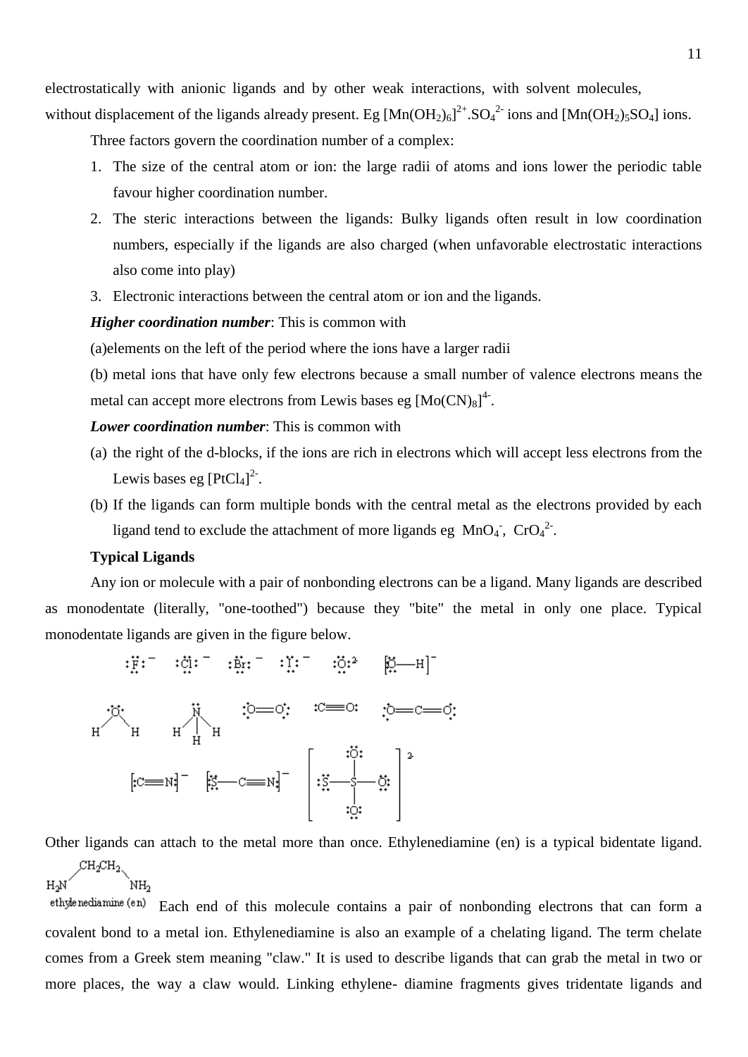electrostatically with anionic ligands and by other weak interactions, with solvent molecules, without displacement of the ligands already present. Eg $[Mn(OH_2)_6]^{2+}.SO_4^{2-}$ ions and $[Mn(OH_2)_5SO_4]$ ions.

Three factors govern the coordination number of a complex:

1. The size of the central atom or ion: the large radii of atoms and ions lower the periodic table favour higher coordination number.
2. The steric interactions between the ligands: Bulky ligands often result in low coordination numbers, especially if the ligands are also charged (when unfavorable electrostatic interactions also come into play)
3. Electronic interactions between the central atom or ion and the ligands.

***Higher coordination number***: This is common with

(a)elements on the left of the period where the ions have a larger radii

(b) metal ions that have only few electrons because a small number of valence electrons means the metal can accept more electrons from Lewis bases eg $[Mo(CN)_8]^{4-}$.

***Lower coordination number***: This is common with

(a) the right of the d-blocks, if the ions are rich in electrons which will accept less electrons from the Lewis bases eg $[PtCl_4]^{2-}$.

(b) If the ligands can form multiple bonds with the central metal as the electrons provided by each ligand tend to exclude the attachment of more ligands eg $MnO_4^-$, $CrO_4^{2-}$.

**Typical Ligands**

Any ion or molecule with a pair of nonbonding electrons can be a ligand. Many ligands are described as monodentate (literally, "one-toothed") because they "bite" the metal in only one place. Typical monodentate ligands are given in the figure below.

$:\ddot{F}:^-$ $:\ddot{Cl}:^-$ $:\ddot{Br}:^-$ $:\ddot{I}:^-$ $:\ddot{O}:^{2-}$ $[:\ddot{O}-H]^-$

$H_2O$ $NH_3$ $O=O$ $C\equiv O$ $O=C=O$

$[:C\equiv N:]^-$ $[:\ddot{S}-C\equiv N:]^-$ $[S_2O_3]^{2-}$

Other ligands can attach to the metal more than once. Ethylenediamine (en) is a typical bidentate ligand.

$H_2N-CH_2CH_2-NH_2$

ethylenediamine (en)

Each end of this molecule contains a pair of nonbonding electrons that can form a covalent bond to a metal ion. Ethylenediamine is also an example of a chelating ligand. The term chelate comes from a Greek stem meaning "claw." It is used to describe ligands that can grab the metal in two or more places, the way a claw would. Linking ethylene- diamine fragments gives tridentate ligands and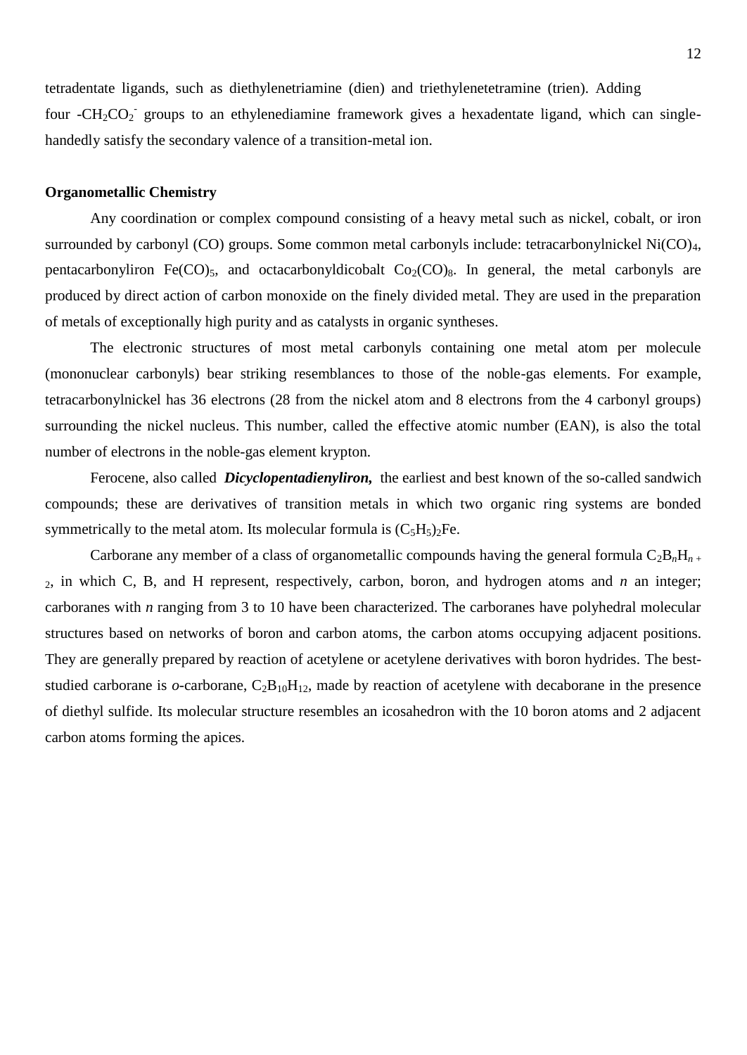tetradentate ligands, such as diethylenetriamine (dien) and triethylenetetramine (trien). Adding four $-CH_2CO_2^-$ groups to an ethylenediamine framework gives a hexadentate ligand, which can single-handedly satisfy the secondary valence of a transition-metal ion.

**Organometallic Chemistry**

Any coordination or complex compound consisting of a heavy metal such as nickel, cobalt, or iron surrounded by carbonyl (CO) groups. Some common metal carbonyls include: tetracarbonylnickel $Ni(CO)_4$, pentacarbonyliron $Fe(CO)_5$, and octacarbonyldicobalt $Co_2(CO)_8$. In general, the metal carbonyls are produced by direct action of carbon monoxide on the finely divided metal. They are used in the preparation of metals of exceptionally high purity and as catalysts in organic syntheses.

The electronic structures of most metal carbonyls containing one metal atom per molecule (mononuclear carbonyls) bear striking resemblances to those of the noble-gas elements. For example, tetracarbonylnickel has 36 electrons (28 from the nickel atom and 8 electrons from the 4 carbonyl groups) surrounding the nickel nucleus. This number, called the effective atomic number (EAN), is also the total number of electrons in the noble-gas element krypton.

Ferocene, also called ***Dicyclopentadienyliron,*** the earliest and best known of the so-called sandwich compounds; these are derivatives of transition metals in which two organic ring systems are bonded symmetrically to the metal atom. Its molecular formula is $(C_5H_5)_2Fe$.

Carborane any member of a class of organometallic compounds having the general formula $C_2B_nH_{n+2}$, in which C, B, and H represent, respectively, carbon, boron, and hydrogen atoms and $n$ an integer; carboranes with $n$ ranging from 3 to 10 have been characterized. The carboranes have polyhedral molecular structures based on networks of boron and carbon atoms, the carbon atoms occupying adjacent positions. They are generally prepared by reaction of acetylene or acetylene derivatives with boron hydrides. The best-studied carborane is *o*-carborane, $C_2B_{10}H_{12}$, made by reaction of acetylene with decaborane in the presence of diethyl sulfide. Its molecular structure resembles an icosahedron with the 10 boron atoms and 2 adjacent carbon atoms forming the apices.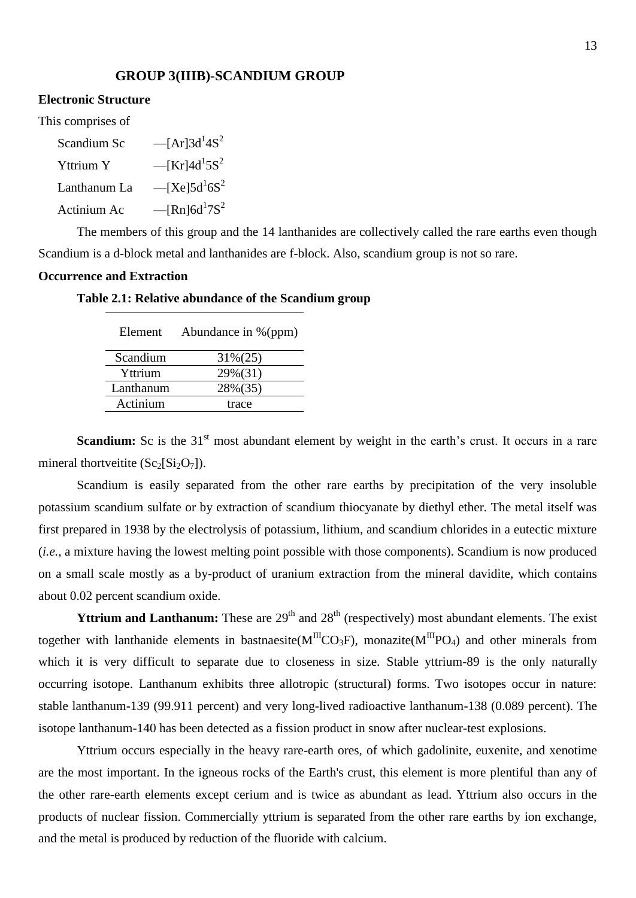## GROUP 3(IIIB)-SCANDIUM GROUP

### Electronic Structure

This comprises of

Scandium Sc —[Ar]$3d^1 4S^2$

Yttrium Y —[Kr]$4d^1 5S^2$

Lanthanum La —[Xe]$5d^1 6S^2$

Actinium Ac —[Rn]$6d^1 7S^2$

The members of this group and the 14 lanthanides are collectively called the rare earths even though Scandium is a d-block metal and lanthanides are f-block. Also, scandium group is not so rare.

### Occurrence and Extraction

**Table 2.1: Relative abundance of the Scandium group**

| Element | Abundance in %(ppm) |
|---|---|
| Scandium | 31%(25) |
| Yttrium | 29%(31) |
| Lanthanum | 28%(35) |
| Actinium | trace |

**Scandium:** Sc is the 31st most abundant element by weight in the earth's crust. It occurs in a rare mineral thortveitite ($Sc_2[Si_2O_7]$).

Scandium is easily separated from the other rare earths by precipitation of the very insoluble potassium scandium sulfate or by extraction of scandium thiocyanate by diethyl ether. The metal itself was first prepared in 1938 by the electrolysis of potassium, lithium, and scandium chlorides in a eutectic mixture (*i.e.*, a mixture having the lowest melting point possible with those components). Scandium is now produced on a small scale mostly as a by-product of uranium extraction from the mineral davidite, which contains about 0.02 percent scandium oxide.

**Yttrium and Lanthanum:** These are 29th and 28th (respectively) most abundant elements. The exist together with lanthanide elements in bastnaesite($M^{III}CO_3F$), monazite($M^{III}PO_4$) and other minerals from which it is very difficult to separate due to closeness in size. Stable yttrium-89 is the only naturally occurring isotope. Lanthanum exhibits three allotropic (structural) forms. Two isotopes occur in nature: stable lanthanum-139 (99.911 percent) and very long-lived radioactive lanthanum-138 (0.089 percent). The isotope lanthanum-140 has been detected as a fission product in snow after nuclear-test explosions.

Yttrium occurs especially in the heavy rare-earth ores, of which gadolinite, euxenite, and xenotime are the most important. In the igneous rocks of the Earth's crust, this element is more plentiful than any of the other rare-earth elements except cerium and is twice as abundant as lead. Yttrium also occurs in the products of nuclear fission. Commercially yttrium is separated from the other rare earths by ion exchange, and the metal is produced by reduction of the fluoride with calcium.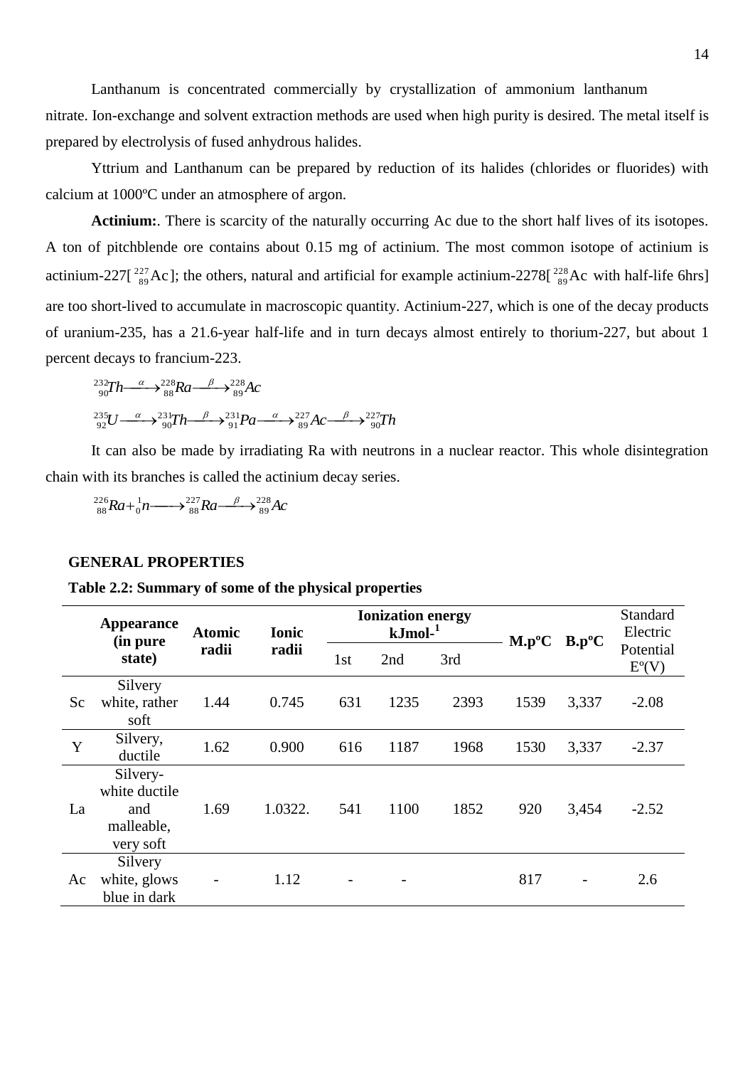Lanthanum is concentrated commercially by crystallization of ammonium lanthanum nitrate. Ion-exchange and solvent extraction methods are used when high purity is desired. The metal itself is prepared by electrolysis of fused anhydrous halides.

Yttrium and Lanthanum can be prepared by reduction of its halides (chlorides or fluorides) with calcium at 1000ºC under an atmosphere of argon.

**Actinium:**. There is scarcity of the naturally occurring Ac due to the short half lives of its isotopes. A ton of pitchblende ore contains about 0.15 mg of actinium. The most common isotope of actinium is actinium-227[ $^{227}_{89}\text{Ac}$]; the others, natural and artificial for example actinium-2278[ $^{228}_{89}\text{Ac}$ with half-life 6hrs] are too short-lived to accumulate in macroscopic quantity. Actinium-227, which is one of the decay products of uranium-235, has a 21.6-year half-life and in turn decays almost entirely to thorium-227, but about 1 percent decays to francium-223.

$$^{232}_{90}Th \xrightarrow{\alpha} {}^{228}_{88}Ra \xrightarrow{\beta} {}^{228}_{89}Ac$$

$$^{235}_{92}U \xrightarrow{\alpha} {}^{231}_{90}Th \xrightarrow{\beta} {}^{231}_{91}Pa \xrightarrow{\alpha} {}^{227}_{89}Ac \xrightarrow{\beta} {}^{227}_{90}Th$$

It can also be made by irradiating Ra with neutrons in a nuclear reactor. This whole disintegration chain with its branches is called the actinium decay series.

$$^{226}_{88}Ra + {}^{1}_{0}n \longrightarrow {}^{227}_{88}Ra \xrightarrow{\beta} {}^{228}_{89}Ac$$

**GENERAL PROPERTIES**

**Table 2.2: Summary of some of the physical properties**

| | **Appearance (in pure state)** | **Atomic radii** | **Ionic radii** | **Ionization energy kJmol-[1]** | | | **M.pºC** | **B.pºC** | Standard Electric Potential Eº(V) |
|---|---|---|---|---|---|---|---|---|---|
| | | | | 1st | 2nd | 3rd | | | |
| Sc | Silvery white, rather soft | 1.44 | 0.745 | 631 | 1235 | 2393 | 1539 | 3,337 | -2.08 |
| Y | Silvery, ductile | 1.62 | 0.900 | 616 | 1187 | 1968 | 1530 | 3,337 | -2.37 |
| La | Silvery-white ductile and malleable, very soft | 1.69 | 1.0322. | 541 | 1100 | 1852 | 920 | 3,454 | -2.52 |
| Ac | Silvery white, glows blue in dark | - | 1.12 | - | - | | 817 | - | 2.6 |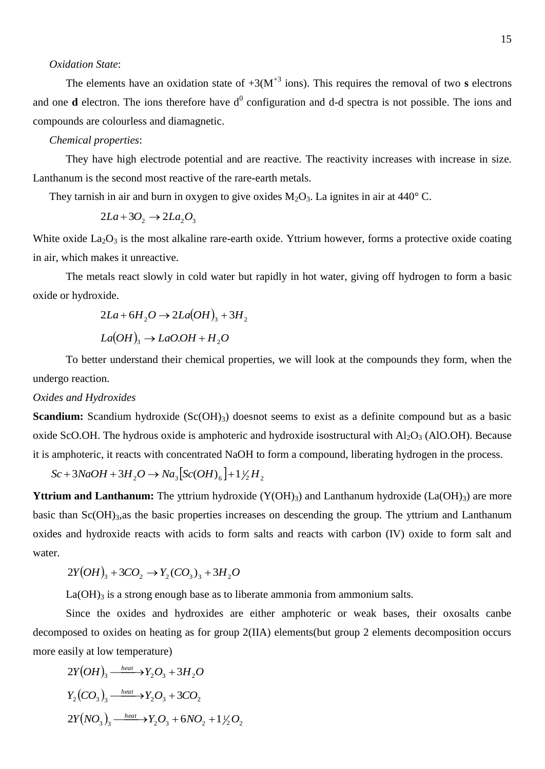*Oxidation State*:

The elements have an oxidation state of +3($M^{+3}$ ions). This requires the removal of two **s** electrons and one **d** electron. The ions therefore have $d^0$ configuration and d-d spectra is not possible. The ions and compounds are colourless and diamagnetic.

*Chemical properties*:

They have high electrode potential and are reactive. The reactivity increases with increase in size. Lanthanum is the second most reactive of the rare-earth metals.

They tarnish in air and burn in oxygen to give oxides $M_2O_3$. La ignites in air at 440° C.

$$2La + 3O_2 \rightarrow 2La_2O_3$$

White oxide $La_2O_3$ is the most alkaline rare-earth oxide. Yttrium however, forms a protective oxide coating in air, which makes it unreactive.

The metals react slowly in cold water but rapidly in hot water, giving off hydrogen to form a basic oxide or hydroxide.

$$2La + 6H_2O \rightarrow 2La(OH)_3 + 3H_2$$

$$La(OH)_3 \rightarrow LaO.OH + H_2O$$

To better understand their chemical properties, we will look at the compounds they form, when the undergo reaction.

*Oxides and Hydroxides*

**Scandium:** Scandium hydroxide ($Sc(OH)_3$) doesnot seems to exist as a definite compound but as a basic oxide ScO.OH. The hydrous oxide is amphoteric and hydroxide isostructural with $Al_2O_3$ (AlO.OH). Because it is amphoteric, it reacts with concentrated NaOH to form a compound, liberating hydrogen in the process.

$$Sc + 3NaOH + 3H_2O \rightarrow Na_3[Sc(OH)_6] + 1\tfrac{1}{2}H_2$$

**Yttrium and Lanthanum:** The yttrium hydroxide ($Y(OH)_3$) and Lanthanum hydroxide ($La(OH)_3$) are more basic than $Sc(OH)_3$,as the basic properties increases on descending the group. The yttrium and Lanthanum oxides and hydroxide reacts with acids to form salts and reacts with carbon (IV) oxide to form salt and water.

$$2Y(OH)_3 + 3CO_2 \rightarrow Y_2(CO_3)_3 + 3H_2O$$

$La(OH)_3$ is a strong enough base as to liberate ammonia from ammonium salts.

Since the oxides and hydroxides are either amphoteric or weak bases, their oxosalts canbe decomposed to oxides on heating as for group 2(IIA) elements(but group 2 elements decomposition occurs more easily at low temperature)

$$2Y(OH)_3 \xrightarrow{heat} Y_2O_3 + 3H_2O$$

$$Y_2(CO_3)_3 \xrightarrow{heat} Y_2O_3 + 3CO_2$$

$$2Y(NO_3)_3 \xrightarrow{heat} Y_2O_3 + 6NO_2 + 1\tfrac{1}{2}O_2$$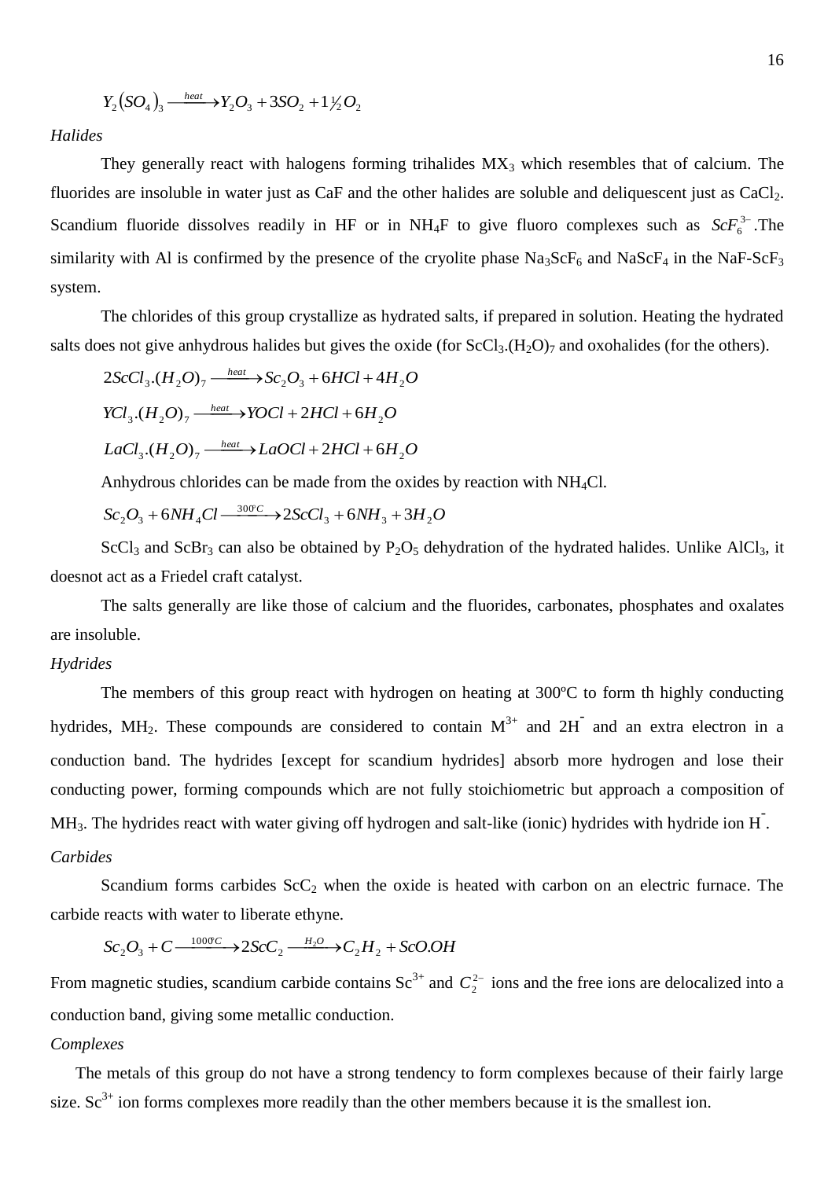$$Y_2(SO_4)_3 \xrightarrow{heat} Y_2O_3 + 3SO_2 + 1\tfrac{1}{2}O_2$$

*Halides*

They generally react with halogens forming trihalides $MX_3$ which resembles that of calcium. The fluorides are insoluble in water just as CaF and the other halides are soluble and deliquescent just as $CaCl_2$. Scandium fluoride dissolves readily in HF or in $NH_4F$ to give fluoro complexes such as $ScF_6^{3-}$.The similarity with Al is confirmed by the presence of the cryolite phase $Na_3ScF_6$ and $NaScF_4$ in the NaF-$ScF_3$ system.

The chlorides of this group crystallize as hydrated salts, if prepared in solution. Heating the hydrated salts does not give anhydrous halides but gives the oxide (for $ScCl_3.(H_2O)_7$ and oxohalides (for the others).

$$2ScCl_3.(H_2O)_7 \xrightarrow{heat} Sc_2O_3 + 6HCl + 4H_2O$$

$$YCl_3.(H_2O)_7 \xrightarrow{heat} YOCl + 2HCl + 6H_2O$$

$$LaCl_3.(H_2O)_7 \xrightarrow{heat} LaOCl + 2HCl + 6H_2O$$

Anhydrous chlorides can be made from the oxides by reaction with $NH_4Cl$.

$$Sc_2O_3 + 6NH_4Cl \xrightarrow{300^oC} 2ScCl_3 + 6NH_3 + 3H_2O$$

$ScCl_3$ and $ScBr_3$ can also be obtained by $P_2O_5$ dehydration of the hydrated halides. Unlike $AlCl_3$, it doesnot act as a Friedel craft catalyst.

The salts generally are like those of calcium and the fluorides, carbonates, phosphates and oxalates are insoluble.

*Hydrides*

The members of this group react with hydrogen on heating at 300ºC to form th highly conducting hydrides, $MH_2$. These compounds are considered to contain $M^{3+}$ and $2H^-$ and an extra electron in a conduction band. The hydrides [except for scandium hydrides] absorb more hydrogen and lose their conducting power, forming compounds which are not fully stoichiometric but approach a composition of $MH_3$. The hydrides react with water giving off hydrogen and salt-like (ionic) hydrides with hydride ion $H^-$.

*Carbides*

Scandium forms carbides $ScC_2$ when the oxide is heated with carbon on an electric furnace. The carbide reacts with water to liberate ethyne.

$$Sc_2O_3 + C \xrightarrow{1000^oC} 2ScC_2 \xrightarrow{H_2O} C_2H_2 + ScO.OH$$

From magnetic studies, scandium carbide contains $Sc^{3+}$ and $C_2^{2-}$ ions and the free ions are delocalized into a conduction band, giving some metallic conduction.

*Complexes*

The metals of this group do not have a strong tendency to form complexes because of their fairly large size. $Sc^{3+}$ ion forms complexes more readily than the other members because it is the smallest ion.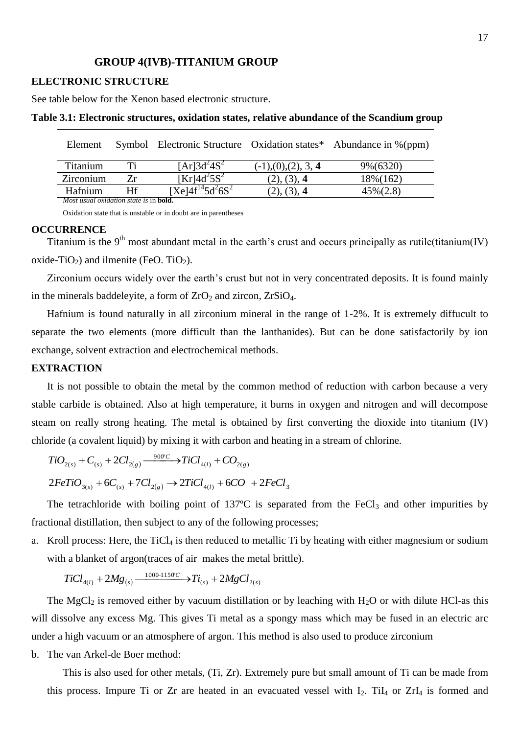# GROUP 4(IVB)-TITANIUM GROUP

## ELECTRONIC STRUCTURE

See table below for the Xenon based electronic structure.

**Table 3.1: Electronic structures, oxidation states, relative abundance of the Scandium group**

| Element | Symbol | Electronic Structure | Oxidation states* | Abundance in %(ppm) |
|---|---|---|---|---|
| Titanium | Ti | $[Ar]3d^2 4S^2$ | (-1),(0),(2), 3, **4** | 9%(6320) |
| Zirconium | Zr | $[Kr]4d^2 5S^2$ | (2), (3), **4** | 18%(162) |
| Hafnium | Hf | $[Xe]4f^{14}5d^2 6S^2$ | (2), (3), **4** | 45%(2.8) |

*Most usual oxidation state is* in **bold.**

Oxidation state that is unstable or in doubt are in parentheses

## OCCURRENCE

Titanium is the 9th most abundant metal in the earth's crust and occurs principally as rutile(titanium(IV) oxide-$TiO_2$) and ilmenite ($FeO.\ TiO_2$).

Zirconium occurs widely over the earth's crust but not in very concentrated deposits. It is found mainly in the minerals baddeleyite, a form of $ZrO_2$ and zircon, $ZrSiO_4$.

Hafnium is found naturally in all zirconium mineral in the range of 1-2%. It is extremely diffucult to separate the two elements (more difficult than the lanthanides). But can be done satisfactorily by ion exchange, solvent extraction and electrochemical methods.

## EXTRACTION

It is not possible to obtain the metal by the common method of reduction with carbon because a very stable carbide is obtained. Also at high temperature, it burns in oxygen and nitrogen and will decompose steam on really strong heating. The metal is obtained by first converting the dioxide into titanium (IV) chloride (a covalent liquid) by mixing it with carbon and heating in a stream of chlorine.

$$TiO_{2(s)} + C_{(s)} + 2Cl_{2(g)} \xrightarrow{900^\circ C} TiCl_{4(l)} + CO_{2(g)}$$

$$2FeTiO_{3(s)} + 6C_{(s)} + 7Cl_{2(g)} \rightarrow 2TiCl_{4(l)} + 6CO + 2FeCl_3$$

The tetrachloride with boiling point of 137ºC is separated from the $FeCl_3$ and other impurities by fractional distillation, then subject to any of the following processes;

a. Kroll process: Here, the $TiCl_4$ is then reduced to metallic Ti by heating with either magnesium or sodium with a blanket of argon(traces of air makes the metal brittle).

$$TiCl_{4(l)} + 2Mg_{(s)} \xrightarrow{1000\text{-}1150^\circ C} Ti_{(s)} + 2MgCl_{2(s)}$$

The $MgCl_2$ is removed either by vacuum distillation or by leaching with $H_2O$ or with dilute HCl-as this will dissolve any excess Mg. This gives Ti metal as a spongy mass which may be fused in an electric arc under a high vacuum or an atmosphere of argon. This method is also used to produce zirconium

b. The van Arkel-de Boer method:

This is also used for other metals, (Ti, Zr). Extremely pure but small amount of Ti can be made from this process. Impure Ti or Zr are heated in an evacuated vessel with $I_2$. $TiI_4$ or $ZrI_4$ is formed and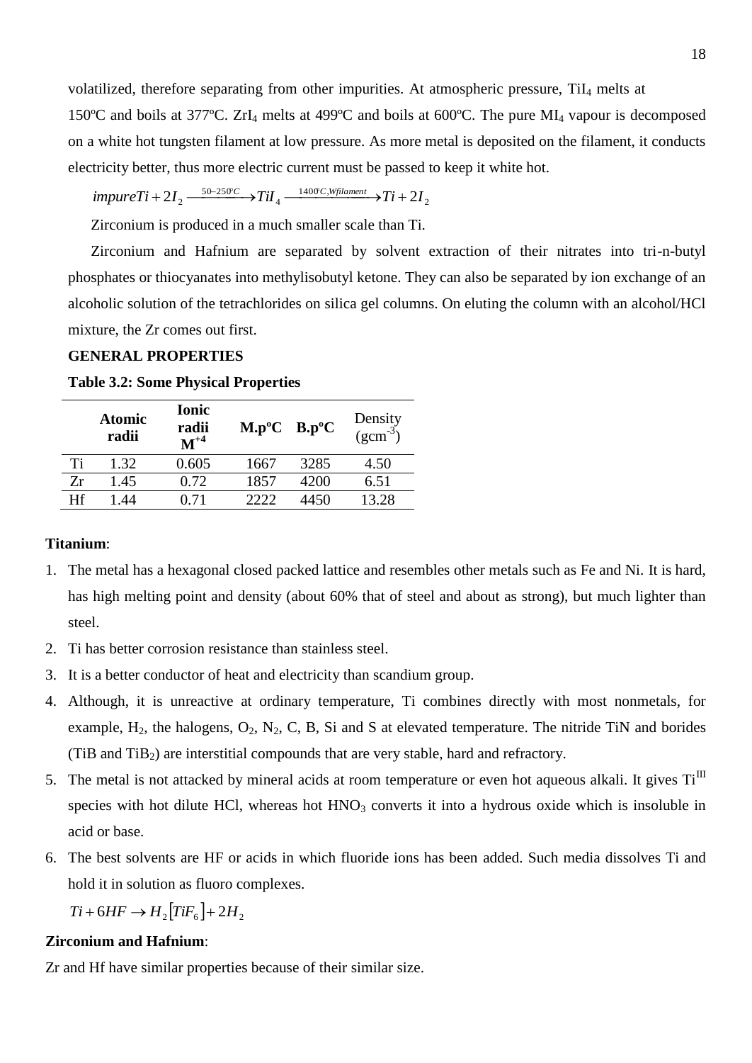volatilized, therefore separating from other impurities. At atmospheric pressure, $TiI_4$ melts at 150ºC and boils at 377ºC. $ZrI_4$ melts at 499ºC and boils at 600ºC. The pure $MI_4$ vapour is decomposed on a white hot tungsten filament at low pressure. As more metal is deposited on the filament, it conducts electricity better, thus more electric current must be passed to keep it white hot.

$$impure Ti + 2I_2 \xrightarrow{50-250^{\circ}C} TiI_4 \xrightarrow{1400^{\circ}C, W filament} Ti + 2I_2$$

Zirconium is produced in a much smaller scale than Ti.

Zirconium and Hafnium are separated by solvent extraction of their nitrates into tri-n-butyl phosphates or thiocyanates into methylisobutyl ketone. They can also be separated by ion exchange of an alcoholic solution of the tetrachlorides on silica gel columns. On eluting the column with an alcohol/HCl mixture, the Zr comes out first.

**GENERAL PROPERTIES**

**Table 3.2: Some Physical Properties**

| | **Atomic radii** | **Ionic radii $M^{+4}$** | **M.pºC** | **B.pºC** | Density ($gcm^{-3}$) |
|---|---|---|---|---|---|
| Ti | 1.32 | 0.605 | 1667 | 3285 | 4.50 |
| Zr | 1.45 | 0.72 | 1857 | 4200 | 6.51 |
| Hf | 1.44 | 0.71 | 2222 | 4450 | 13.28 |

**Titanium**:

1. The metal has a hexagonal closed packed lattice and resembles other metals such as Fe and Ni. It is hard, has high melting point and density (about 60% that of steel and about as strong), but much lighter than steel.
2. Ti has better corrosion resistance than stainless steel.
3. It is a better conductor of heat and electricity than scandium group.
4. Although, it is unreactive at ordinary temperature, Ti combines directly with most nonmetals, for example, $H_2$, the halogens, $O_2$, $N_2$, C, B, Si and S at elevated temperature. The nitride TiN and borides (TiB and $TiB_2$) are interstitial compounds that are very stable, hard and refractory.
5. The metal is not attacked by mineral acids at room temperature or even hot aqueous alkali. It gives $Ti^{III}$ species with hot dilute HCl, whereas hot $HNO_3$ converts it into a hydrous oxide which is insoluble in acid or base.
6. The best solvents are HF or acids in which fluoride ions has been added. Such media dissolves Ti and hold it in solution as fluoro complexes.

   $Ti + 6HF \rightarrow H_2[TiF_6] + 2H_2$

**Zirconium and Hafnium**:

Zr and Hf have similar properties because of their similar size.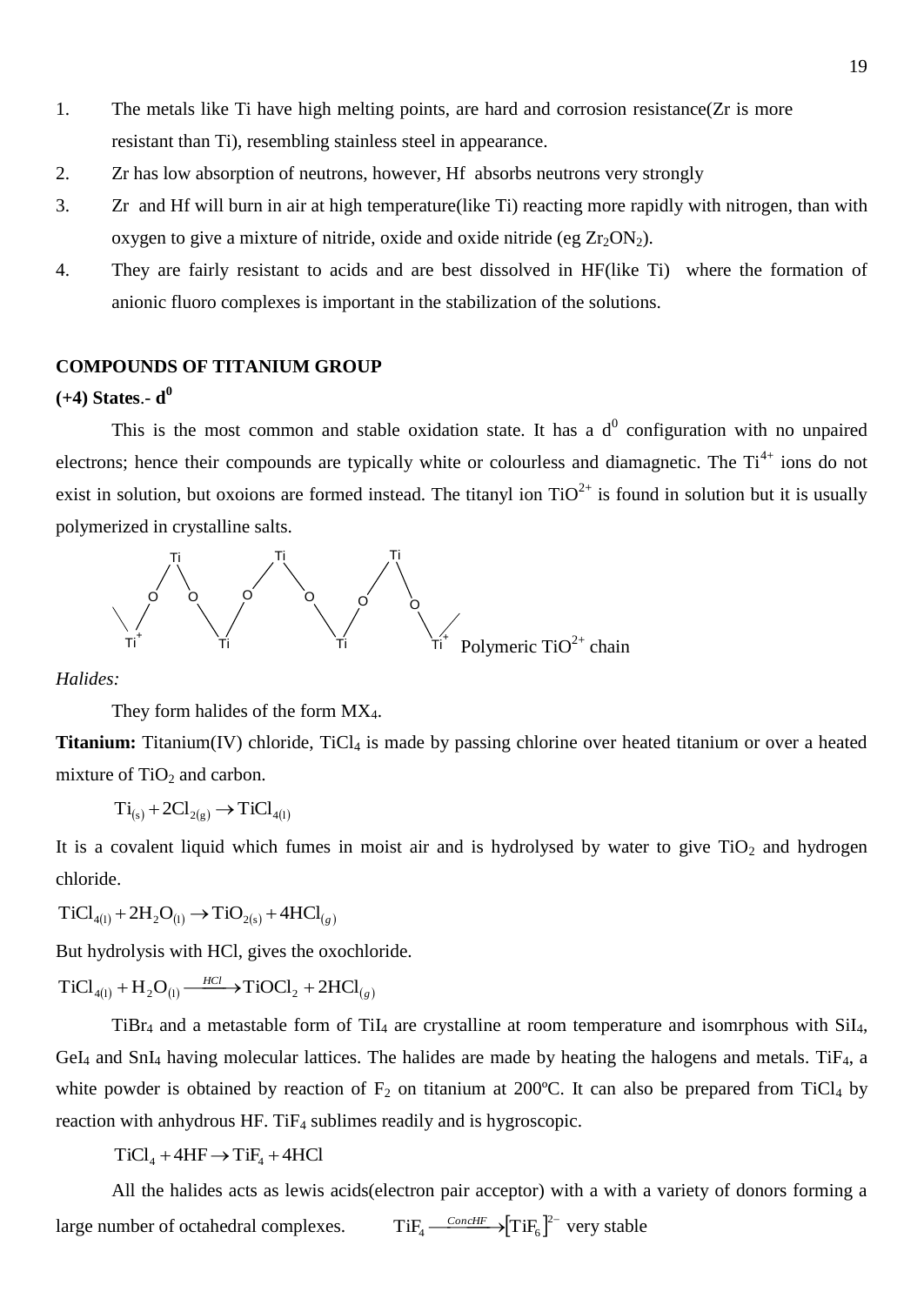1. The metals like Ti have high melting points, are hard and corrosion resistance(Zr is more resistant than Ti), resembling stainless steel in appearance.
2. Zr has low absorption of neutrons, however, Hf absorbs neutrons very strongly
3. Zr and Hf will burn in air at high temperature(like Ti) reacting more rapidly with nitrogen, than with oxygen to give a mixture of nitride, oxide and oxide nitride (eg $Zr_2ON_2$).
4. They are fairly resistant to acids and are best dissolved in HF(like Ti) where the formation of anionic fluoro complexes is important in the stabilization of the solutions.

## COMPOUNDS OF TITANIUM GROUP

### (+4) States.- $d^0$

This is the most common and stable oxidation state. It has a $d^0$ configuration with no unpaired electrons; hence their compounds are typically white or colourless and diamagnetic. The $Ti^{4+}$ ions do not exist in solution, but oxoions are formed instead. The titanyl ion $TiO^{2+}$ is found in solution but it is usually polymerized in crystalline salts.

Polymeric $TiO^{2+}$ chain

*Halides:*

They form halides of the form $MX_4$.

**Titanium:** Titanium(IV) chloride, $TiCl_4$ is made by passing chlorine over heated titanium or over a heated mixture of $TiO_2$ and carbon.

$$Ti_{(s)} + 2Cl_{2(g)} \rightarrow TiCl_{4(l)}$$

It is a covalent liquid which fumes in moist air and is hydrolysed by water to give $TiO_2$ and hydrogen chloride.

$$TiCl_{4(l)} + 2H_2O_{(l)} \rightarrow TiO_{2(s)} + 4HCl_{(g)}$$

But hydrolysis with HCl, gives the oxochloride.

$$TiCl_{4(l)} + H_2O_{(l)} \xrightarrow{HCl} TiOCl_2 + 2HCl_{(g)}$$

$TiBr_4$ and a metastable form of $TiI_4$ are crystalline at room temperature and isomrphous with $SiI_4$, $GeI_4$ and $SnI_4$ having molecular lattices. The halides are made by heating the halogens and metals. $TiF_4$, a white powder is obtained by reaction of $F_2$ on titanium at 200ºC. It can also be prepared from $TiCl_4$ by reaction with anhydrous HF. $TiF_4$ sublimes readily and is hygroscopic.

$$TiCl_4 + 4HF \rightarrow TiF_4 + 4HCl$$

All the halides acts as lewis acids(electron pair acceptor) with a with a variety of donors forming a large number of octahedral complexes. $TiF_4 \xrightarrow{ConcHF} [TiF_6]^{2-}$ very stable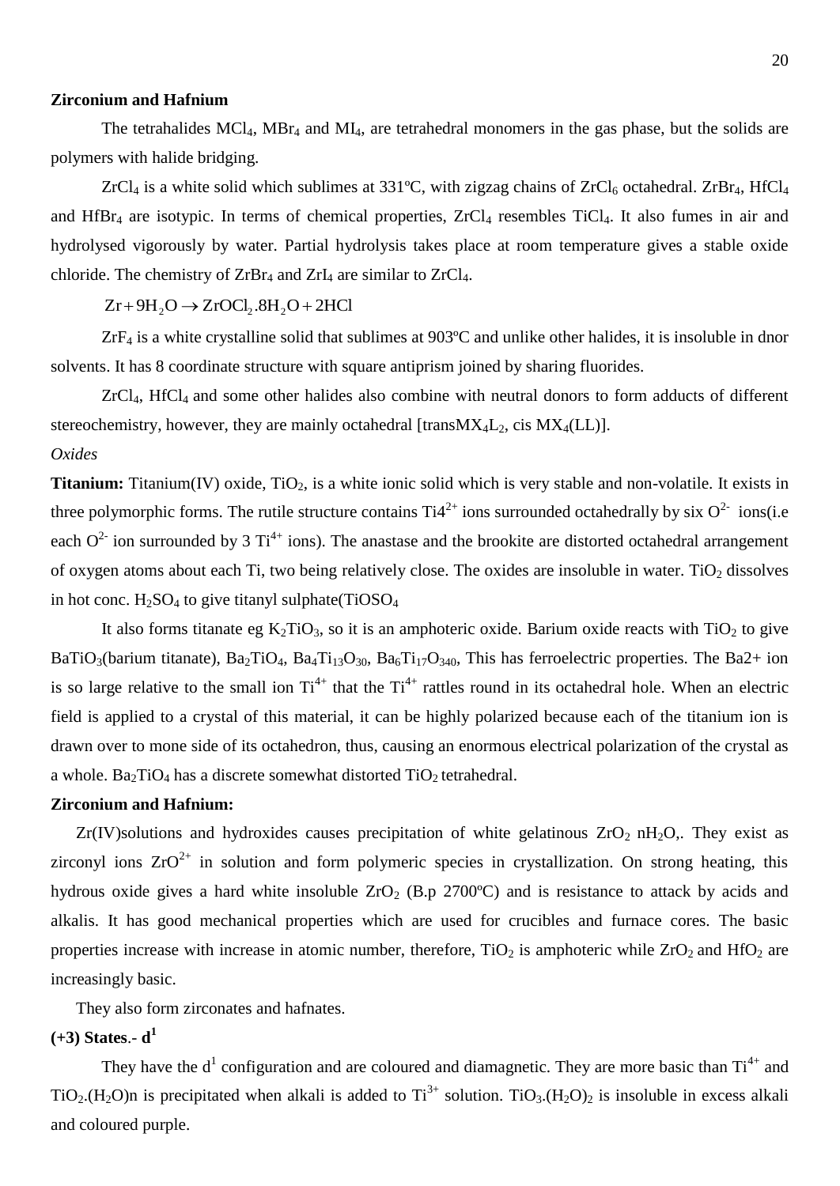**Zirconium and Hafnium**

The tetrahalides $MCl_4$, $MBr_4$ and $MI_4$, are tetrahedral monomers in the gas phase, but the solids are polymers with halide bridging.

$ZrCl_4$ is a white solid which sublimes at 331ºC, with zigzag chains of $ZrCl_6$ octahedral. $ZrBr_4$, $HfCl_4$ and $HfBr_4$ are isotypic. In terms of chemical properties, $ZrCl_4$ resembles $TiCl_4$. It also fumes in air and hydrolysed vigorously by water. Partial hydrolysis takes place at room temperature gives a stable oxide chloride. The chemistry of $ZrBr_4$ and $ZrI_4$ are similar to $ZrCl_4$.

$$Zr + 9H_2O \rightarrow ZrOCl_2.8H_2O + 2HCl$$

$ZrF_4$ is a white crystalline solid that sublimes at 903ºC and unlike other halides, it is insoluble in dnor solvents. It has 8 coordinate structure with square antiprism joined by sharing fluorides.

$ZrCl_4$, $HfCl_4$ and some other halides also combine with neutral donors to form adducts of different stereochemistry, however, they are mainly octahedral [trans$MX_4L_2$, cis $MX_4$(LL)].

*Oxides*

**Titanium:** Titanium(IV) oxide, $TiO_2$, is a white ionic solid which is very stable and non-volatile. It exists in three polymorphic forms. The rutile structure contains $Ti4^{2+}$ ions surrounded octahedrally by six $O^{2-}$ ions(i.e each $O^{2-}$ ion surrounded by 3 $Ti^{4+}$ ions). The anastase and the brookite are distorted octahedral arrangement of oxygen atoms about each Ti, two being relatively close. The oxides are insoluble in water. $TiO_2$ dissolves in hot conc. $H_2SO_4$ to give titanyl sulphate($TiOSO_4$

It also forms titanate eg $K_2TiO_3$, so it is an amphoteric oxide. Barium oxide reacts with $TiO_2$ to give $BaTiO_3$(barium titanate), $Ba_2TiO_4$, $Ba_4Ti_{13}O_{30}$, $Ba_6Ti_{17}O_{340}$, This has ferroelectric properties. The Ba2+ ion is so large relative to the small ion $Ti^{4+}$ that the $Ti^{4+}$ rattles round in its octahedral hole. When an electric field is applied to a crystal of this material, it can be highly polarized because each of the titanium ion is drawn over to mone side of its octahedron, thus, causing an enormous electrical polarization of the crystal as a whole. $Ba_2TiO_4$ has a discrete somewhat distorted $TiO_2$ tetrahedral.

**Zirconium and Hafnium:**

Zr(IV)solutions and hydroxides causes precipitation of white gelatinous $ZrO_2$ $nH_2O$,. They exist as zirconyl ions $ZrO^{2+}$ in solution and form polymeric species in crystallization. On strong heating, this hydrous oxide gives a hard white insoluble $ZrO_2$ (B.p 2700ºC) and is resistance to attack by acids and alkalis. It has good mechanical properties which are used for crucibles and furnace cores. The basic properties increase with increase in atomic number, therefore, $TiO_2$ is amphoteric while $ZrO_2$ and $HfO_2$ are increasingly basic.

They also form zirconates and hafnates.

**(+3) States**.- $\mathbf{d^1}$

They have the $d^1$ configuration and are coloured and diamagnetic. They are more basic than $Ti^{4+}$ and $TiO_2.(H_2O)n$ is precipitated when alkali is added to $Ti^{3+}$ solution. $TiO_3.(H_2O)_2$ is insoluble in excess alkali and coloured purple.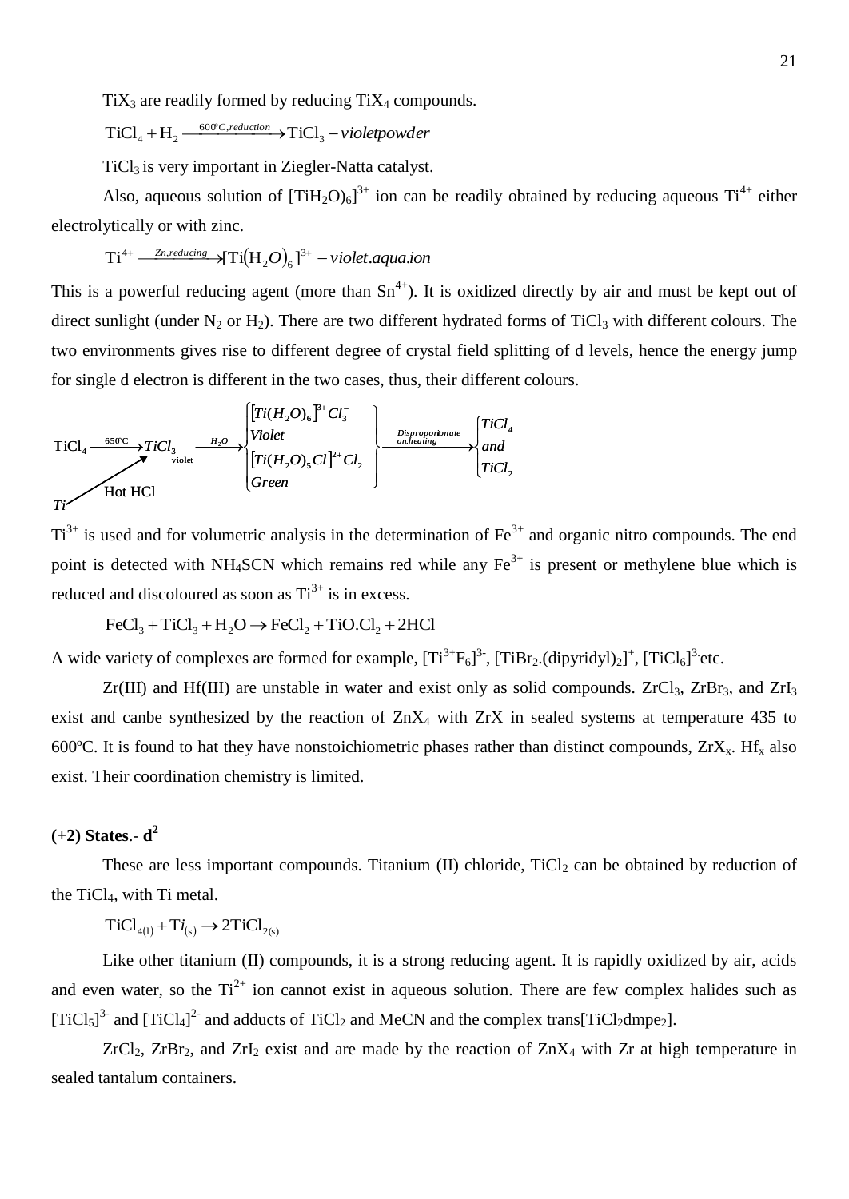$TiX_3$ are readily formed by reducing $TiX_4$ compounds.

$$TiCl_4 + H_2 \xrightarrow{600^oC,reduction} TiCl_3 - violetpowder$$

$TiCl_3$ is very important in Ziegler-Natta catalyst.

Also, aqueous solution of $[TiH_2O)_6]^{3+}$ ion can be readily obtained by reducing aqueous $Ti^{4+}$ either electrolytically or with zinc.

$$Ti^{4+} \xrightarrow{Zn,reducing} [Ti(H_2O)_6]^{3+} - violet.aqua.ion$$

This is a powerful reducing agent (more than $Sn^{4+}$). It is oxidized directly by air and must be kept out of direct sunlight (under $N_2$ or $H_2$). There are two different hydrated forms of $TiCl_3$ with different colours. The two environments gives rise to different degree of crystal field splitting of d levels, hence the energy jump for single d electron is different in the two cases, thus, their different colours.

$$TiCl_4 \xrightarrow{650^oC} \underset{\text{violet}}{TiCl_3} \xrightarrow{H_2O} \left\{ \begin{array}{l} [Ti(H_2O)_6]^{3+}Cl_3^- \\ Violet \\ [Ti(H_2O)_5Cl]^{2+}Cl_2^- \\ Green \end{array} \right\} \xrightarrow{Disproportionate\ on.heating} \left\{ \begin{array}{l} TiCl_4 \\ and \\ TiCl_2 \end{array} \right.$$

$$Ti \xrightarrow{\text{Hot HCl}} TiCl_3$$

$Ti^{3+}$ is used and for volumetric analysis in the determination of $Fe^{3+}$ and organic nitro compounds. The end point is detected with $NH_4SCN$ which remains red while any $Fe^{3+}$ is present or methylene blue which is reduced and discoloured as soon as $Ti^{3+}$ is in excess.

$$FeCl_3 + TiCl_3 + H_2O \rightarrow FeCl_2 + TiO.Cl_2 + 2HCl$$

A wide variety of complexes are formed for example, $[Ti^{3+}F_6]^{3-}$, $[TiBr_2.(dipyridyl)_2]^+$, $[TiCl_6]^{3-}$etc.

Zr(III) and Hf(III) are unstable in water and exist only as solid compounds. $ZrCl_3$, $ZrBr_3$, and $ZrI_3$ exist and canbe synthesized by the reaction of $ZnX_4$ with ZrX in sealed systems at temperature 435 to 600ºC. It is found to hat they have nonstoichiometric phases rather than distinct compounds, $ZrX_x$. $Hf_x$ also exist. Their coordination chemistry is limited.

**(+2) States**.- $\mathbf{d^2}$

These are less important compounds. Titanium (II) chloride, $TiCl_2$ can be obtained by reduction of the $TiCl_4$, with Ti metal.

$$TiCl_{4(l)} + Ti_{(s)} \rightarrow 2TiCl_{2(s)}$$

Like other titanium (II) compounds, it is a strong reducing agent. It is rapidly oxidized by air, acids and even water, so the $Ti^{2+}$ ion cannot exist in aqueous solution. There are few complex halides such as $[TiCl_5]^{3-}$ and $[TiCl_4]^{2-}$ and adducts of $TiCl_2$ and MeCN and the complex trans$[TiCl_2dmpe_2]$.

$ZrCl_2$, $ZrBr_2$, and $ZrI_2$ exist and are made by the reaction of $ZnX_4$ with Zr at high temperature in sealed tantalum containers.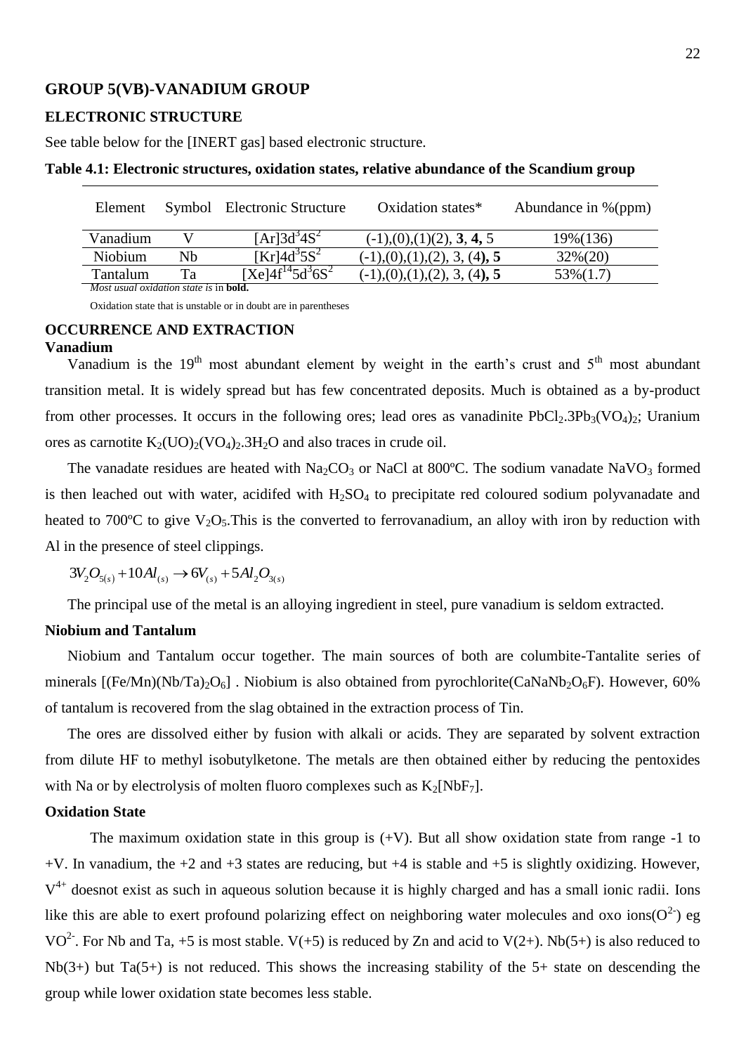## GROUP 5(VB)-VANADIUM GROUP

### ELECTRONIC STRUCTURE

See table below for the [INERT gas] based electronic structure.

**Table 4.1: Electronic structures, oxidation states, relative abundance of the Scandium group**

| Element | Symbol | Electronic Structure | Oxidation states* | Abundance in %(ppm) |
|---|---|---|---|---|
| Vanadium | V | $[Ar]3d^34S^2$ | (-1),(0),(1)(2), **3**, **4,** 5 | 19%(136) |
| Niobium | Nb | $[Kr]4d^35S^2$ | (-1),(0),(1),(2), 3, (4**), 5** | 32%(20) |
| Tantalum | Ta | $[Xe]4f^{14}5d^36S^2$ | (-1),(0),(1),(2), 3, (4**), 5** | 53%(1.7) |

*Most usual oxidation state is* in **bold.**

Oxidation state that is unstable or in doubt are in parentheses

### OCCURRENCE AND EXTRACTION

**Vanadium**

Vanadium is the 19th most abundant element by weight in the earth's crust and 5th most abundant transition metal. It is widely spread but has few concentrated deposits. Much is obtained as a by-product from other processes. It occurs in the following ores; lead ores as vanadinite $PbCl_2.3Pb_3(VO_4)_2$; Uranium ores as carnotite $K_2(UO)_2(VO_4)_2.3H_2O$ and also traces in crude oil.

The vanadate residues are heated with $Na_2CO_3$ or NaCl at 800ºC. The sodium vanadate $NaVO_3$ formed is then leached out with water, acidifed with $H_2SO_4$ to precipitate red coloured sodium polyvanadate and heated to 700ºC to give $V_2O_5$.This is the converted to ferrovanadium, an alloy with iron by reduction with Al in the presence of steel clippings.

$$3V_2O_{5(s)} + 10Al_{(s)} \rightarrow 6V_{(s)} + 5Al_2O_{3(s)}$$

The principal use of the metal is an alloying ingredient in steel, pure vanadium is seldom extracted.

**Niobium and Tantalum**

Niobium and Tantalum occur together. The main sources of both are columbite-Tantalite series of minerals $[(Fe/Mn)(Nb/Ta)_2O_6]$ . Niobium is also obtained from pyrochlorite($CaNaNb_2O_6F$). However, 60% of tantalum is recovered from the slag obtained in the extraction process of Tin.

The ores are dissolved either by fusion with alkali or acids. They are separated by solvent extraction from dilute HF to methyl isobutylketone. The metals are then obtained either by reducing the pentoxides with Na or by electrolysis of molten fluoro complexes such as $K_2[NbF_7]$.

**Oxidation State**

The maximum oxidation state in this group is (+V). But all show oxidation state from range -1 to +V. In vanadium, the +2 and +3 states are reducing, but +4 is stable and +5 is slightly oxidizing. However, $V^{4+}$ doesnot exist as such in aqueous solution because it is highly charged and has a small ionic radii. Ions like this are able to exert profound polarizing effect on neighboring water molecules and oxo ions($O^{2-}$) eg $VO^{2-}$. For Nb and Ta, +5 is most stable. V(+5) is reduced by Zn and acid to V(2+). Nb(5+) is also reduced to Nb(3+) but Ta(5+) is not reduced. This shows the increasing stability of the 5+ state on descending the group while lower oxidation state becomes less stable.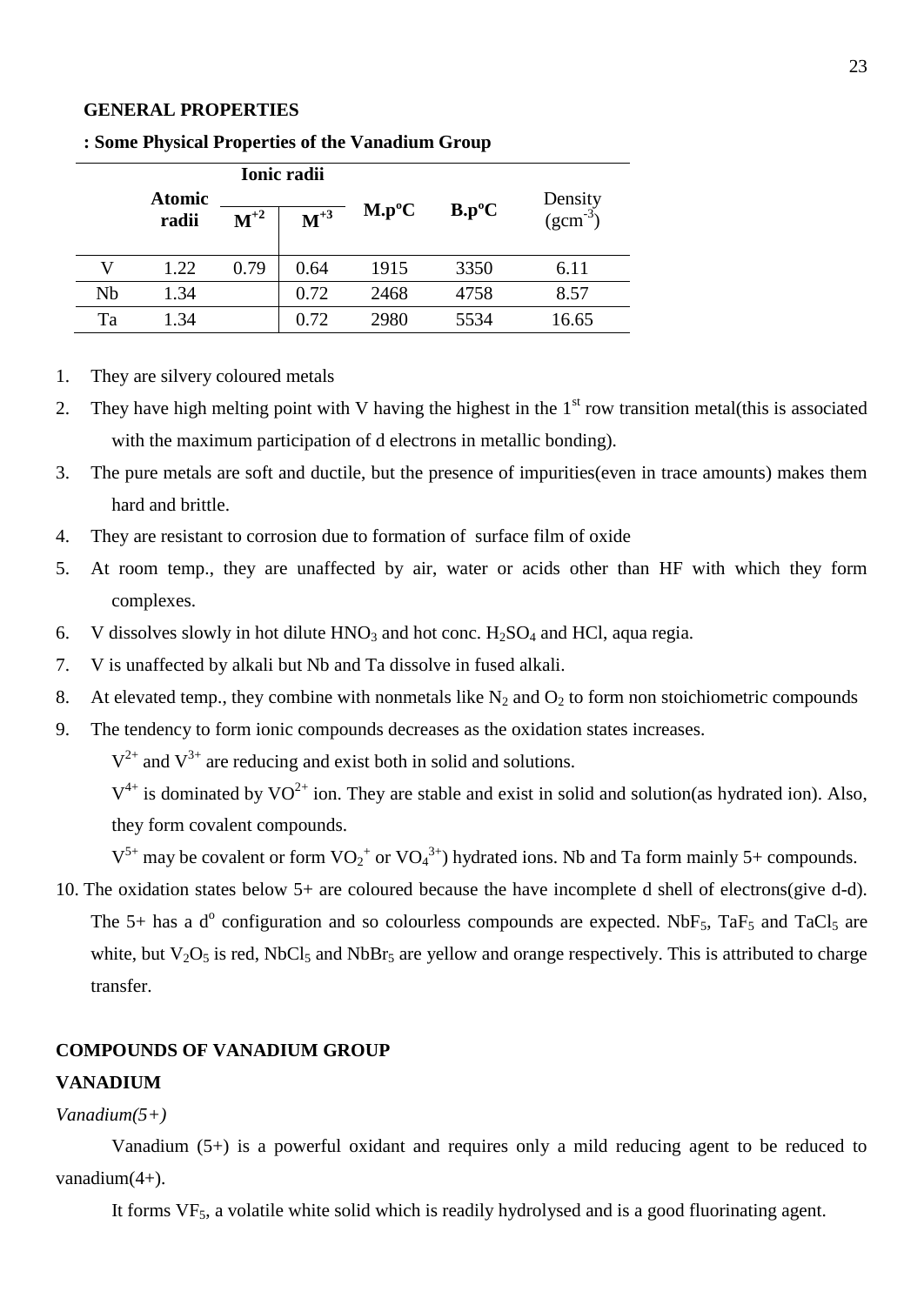**GENERAL PROPERTIES**

**: Some Physical Properties of the Vanadium Group**

| | Atomic radii | Ionic radii | | M.p°C | B.p°C | Density ($gcm^{-3}$) |
|---|---|---|---|---|---|---|
| | | $M^{+2}$ | $M^{+3}$ | | | |
| V | 1.22 | 0.79 | 0.64 | 1915 | 3350 | 6.11 |
| Nb | 1.34 | | 0.72 | 2468 | 4758 | 8.57 |
| Ta | 1.34 | | 0.72 | 2980 | 5534 | 16.65 |

1. They are silvery coloured metals
2. They have high melting point with V having the highest in the 1st row transition metal(this is associated with the maximum participation of d electrons in metallic bonding).
3. The pure metals are soft and ductile, but the presence of impurities(even in trace amounts) makes them hard and brittle.
4. They are resistant to corrosion due to formation of surface film of oxide
5. At room temp., they are unaffected by air, water or acids other than HF with which they form complexes.
6. V dissolves slowly in hot dilute $HNO_3$ and hot conc. $H_2SO_4$ and HCl, aqua regia.
7. V is unaffected by alkali but Nb and Ta dissolve in fused alkali.
8. At elevated temp., they combine with nonmetals like $N_2$ and $O_2$ to form non stoichiometric compounds
9. The tendency to form ionic compounds decreases as the oxidation states increases.

   $V^{2+}$ and $V^{3+}$ are reducing and exist both in solid and solutions.

   $V^{4+}$ is dominated by $VO^{2+}$ ion. They are stable and exist in solid and solution(as hydrated ion). Also, they form covalent compounds.

   $V^{5+}$ may be covalent or form $VO_2^+$ or $VO_4^{3+}$) hydrated ions. Nb and Ta form mainly 5+ compounds.
10. The oxidation states below 5+ are coloured because the have incomplete d shell of electrons(give d-d). The 5+ has a $d^o$ configuration and so colourless compounds are expected. $NbF_5$, $TaF_5$ and $TaCl_5$ are white, but $V_2O_5$ is red, $NbCl_5$ and $NbBr_5$ are yellow and orange respectively. This is attributed to charge transfer.

**COMPOUNDS OF VANADIUM GROUP**

**VANADIUM**

*Vanadium(5+)*

Vanadium (5+) is a powerful oxidant and requires only a mild reducing agent to be reduced to vanadium(4+).

It forms $VF_5$, a volatile white solid which is readily hydrolysed and is a good fluorinating agent.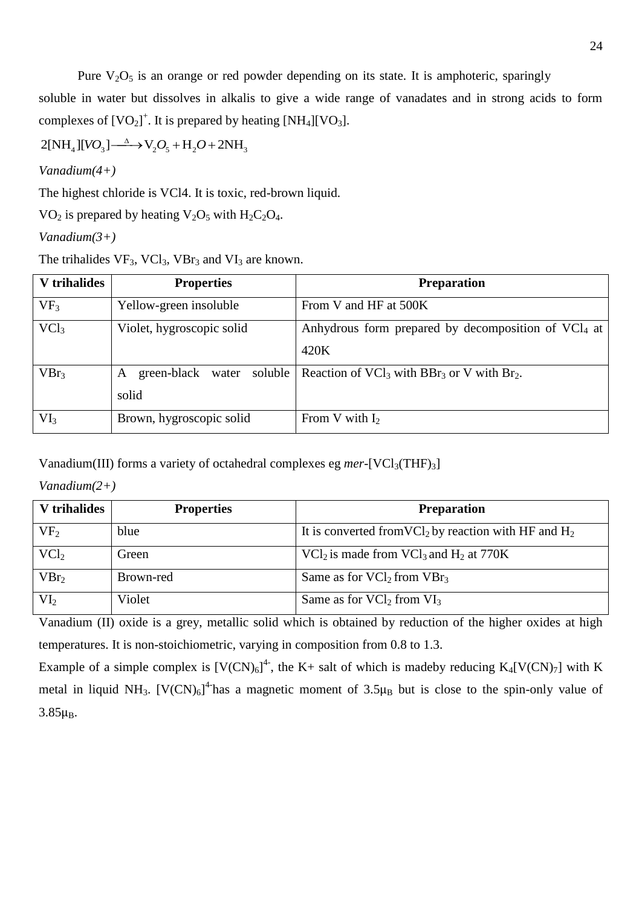Pure $V_2O_5$ is an orange or red powder depending on its state. It is amphoteric, sparingly soluble in water but dissolves in alkalis to give a wide range of vanadates and in strong acids to form complexes of $[VO_2]^+$. It is prepared by heating $[NH_4][VO_3]$.

$$2[NH_4][VO_3] \xrightarrow{\Delta} V_2O_5 + H_2O + 2NH_3$$

*Vanadium(4+)*

The highest chloride is VCl4. It is toxic, red-brown liquid.

$VO_2$ is prepared by heating $V_2O_5$ with $H_2C_2O_4$.

*Vanadium(3+)*

The trihalides $VF_3$, $VCl_3$, $VBr_3$ and $VI_3$ are known.

| V trihalides | Properties | Preparation |
|---|---|---|
| $VF_3$ | Yellow-green insoluble | From V and HF at 500K |
| $VCl_3$ | Violet, hygroscopic solid | Anhydrous form prepared by decomposition of $VCl_4$ at 420K |
| $VBr_3$ | A green-black water soluble solid | Reaction of $VCl_3$ with $BBr_3$ or V with $Br_2$. |
| $VI_3$ | Brown, hygroscopic solid | From V with $I_2$ |

Vanadium(III) forms a variety of octahedral complexes eg *mer*-$[VCl_3(THF)_3]$

*Vanadium(2+)*

| V trihalides | Properties | Preparation |
|---|---|---|
| $VF_2$ | blue | It is converted from$VCl_2$ by reaction with HF and $H_2$ |
| $VCl_2$ | Green | $VCl_2$ is made from $VCl_3$ and $H_2$ at 770K |
| $VBr_2$ | Brown-red | Same as for $VCl_2$ from $VBr_3$ |
| $VI_2$ | Violet | Same as for $VCl_2$ from $VI_3$ |

Vanadium (II) oxide is a grey, metallic solid which is obtained by reduction of the higher oxides at high temperatures. It is non-stoichiometric, varying in composition from 0.8 to 1.3.

Example of a simple complex is $[V(CN)_6]^{4-}$, the K+ salt of which is madeby reducing $K_4[V(CN)_7]$ with K metal in liquid $NH_3$. $[V(CN)_6]^{4-}$has a magnetic moment of $3.5\mu_B$ but is close to the spin-only value of $3.85\mu_B$.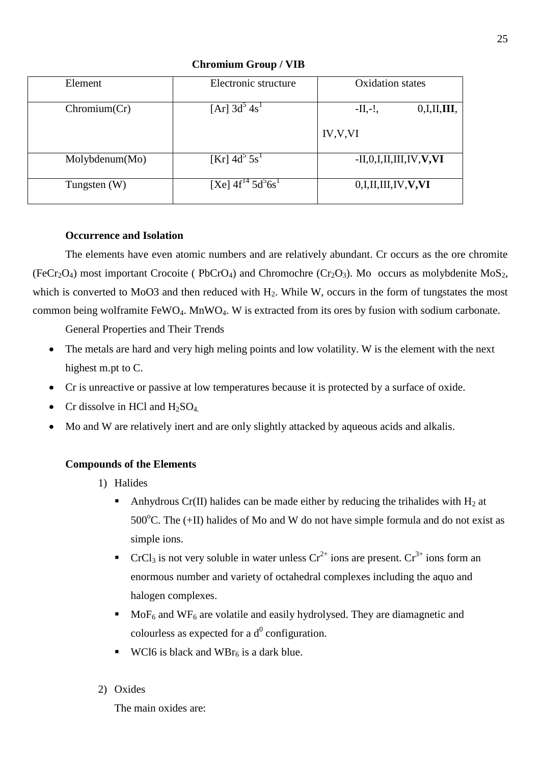**Chromium Group / VIB**

| Element | Electronic structure | Oxidation states |
|---|---|---|
| Chromium(Cr) | [Ar] $3d^5$ $4s^1$ | -II,-!, 0,I,II,**III**, IV,V,VI |
| Molybdenum(Mo) | [Kr] $4d^5$ $5s^1$ | -II,0,I,II,III,IV,**V,VI** |
| Tungsten (W) | [Xe] $4f^{14}$ $5d^5 6s^1$ | 0,I,II,III,IV,**V,VI** |

**Occurrence and Isolation**

The elements have even atomic numbers and are relatively abundant. Cr occurs as the ore chromite ($FeCr_2O_4$) most important Crocoite ( $PbCrO_4$) and Chromochre ($Cr_2O_3$). Mo occurs as molybdenite $MoS_2$, which is converted to MoO3 and then reduced with $H_2$. While W, occurs in the form of tungstates the most common being wolframite $FeWO_4$. $MnWO_4$. W is extracted from its ores by fusion with sodium carbonate.

General Properties and Their Trends

- The metals are hard and very high meling points and low volatility. W is the element with the next highest m.pt to C.
- Cr is unreactive or passive at low temperatures because it is protected by a surface of oxide.
- Cr dissolve in HCl and $H_2SO_4$.
- Mo and W are relatively inert and are only slightly attacked by aqueous acids and alkalis.

**Compounds of the Elements**

1) Halides
   - Anhydrous Cr(II) halides can be made either by reducing the trihalides with $H_2$ at $500^oC$. The (+II) halides of Mo and W do not have simple formula and do not exist as simple ions.
   - $CrCl_3$ is not very soluble in water unless $Cr^{2+}$ ions are present. $Cr^{3+}$ ions form an enormous number and variety of octahedral complexes including the aquo and halogen complexes.
   - $MoF_6$ and $WF_6$ are volatile and easily hydrolysed. They are diamagnetic and colourless as expected for a $d^0$ configuration.
   - WCl6 is black and $WBr_6$ is a dark blue.

2) Oxides

   The main oxides are: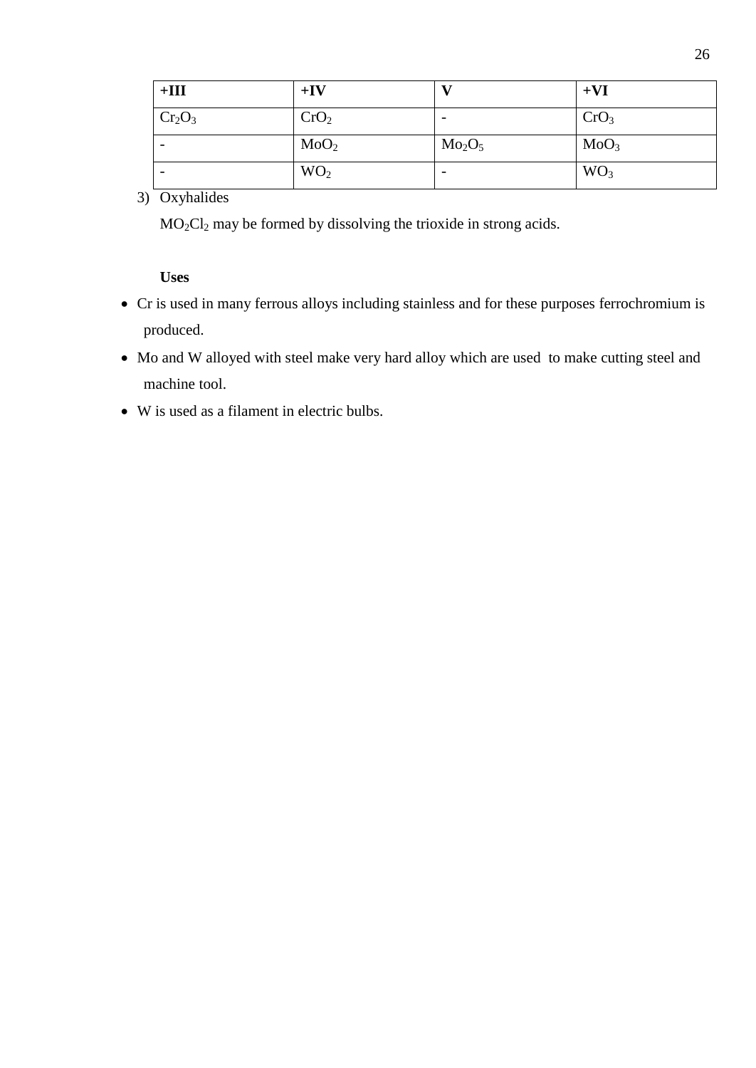| **+III** | **+IV** | **V** | **+VI** |
|---|---|---|---|
| $Cr_2O_3$ | $CrO_2$ | - | $CrO_3$ |
| - | $MoO_2$ | $Mo_2O_5$ | $MoO_3$ |
| - | $WO_2$ | - | $WO_3$ |

3) Oxyhalides

   $MO_2Cl_2$ may be formed by dissolving the trioxide in strong acids.

**Uses**

- Cr is used in many ferrous alloys including stainless and for these purposes ferrochromium is produced.
- Mo and W alloyed with steel make very hard alloy which are used to make cutting steel and machine tool.
- W is used as a filament in electric bulbs.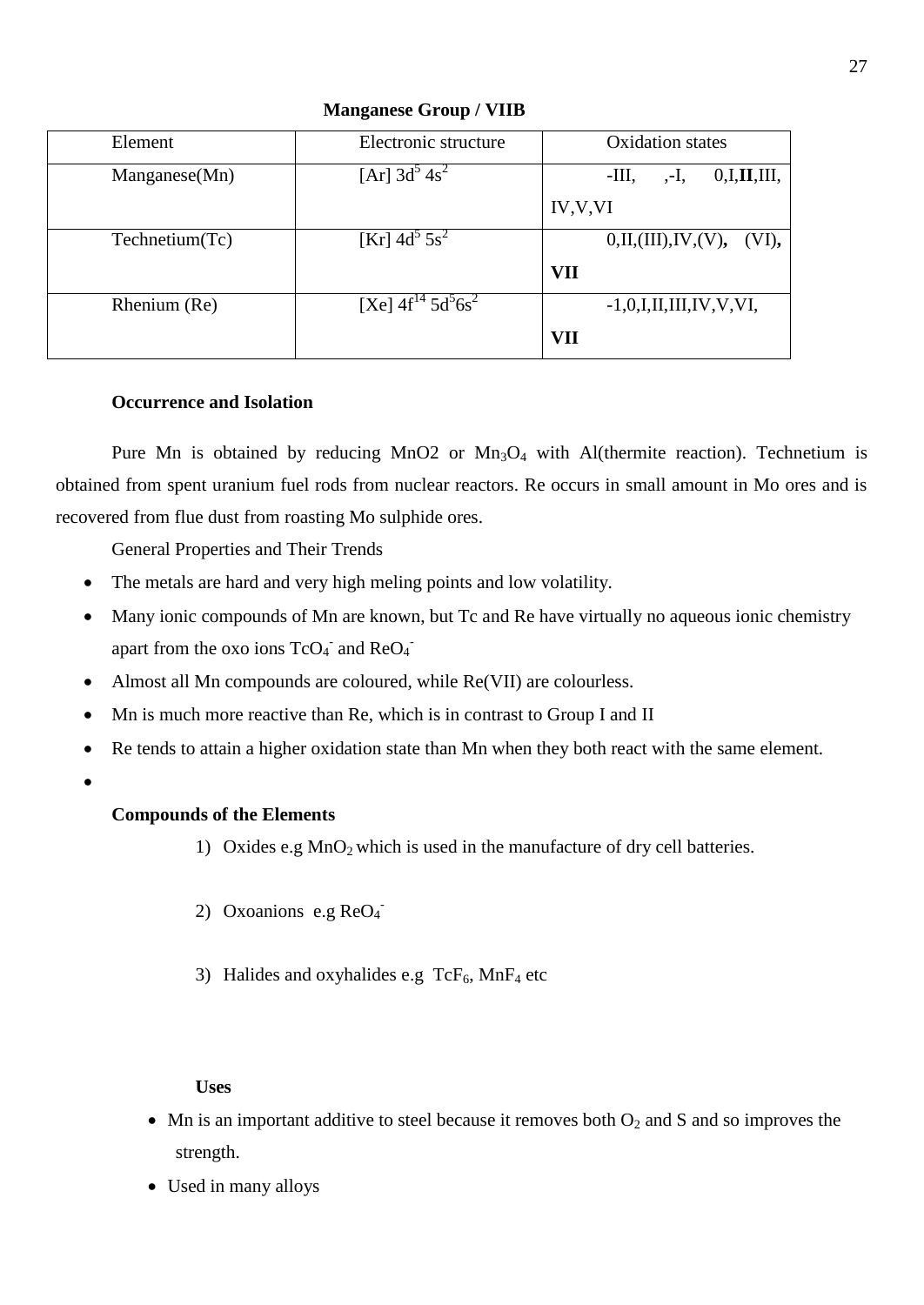**Manganese Group / VIIB**

| Element | Electronic structure | Oxidation states |
| --- | --- | --- |
| Manganese(Mn) | [Ar] $3d^5\ 4s^2$ | -III, ,-I, 0,I,**II**,III, IV,V,VI |
| Technetium(Tc) | [Kr] $4d^5\ 5s^2$ | 0,II,(III),IV,(V), (VI), **VII** |
| Rhenium (Re) | [Xe] $4f^{14}\ 5d^5 6s^2$ | -1,0,I,II,III,IV,V,VI, **VII** |

**Occurrence and Isolation**

Pure Mn is obtained by reducing MnO2 or $Mn_3O_4$ with Al(thermite reaction). Technetium is obtained from spent uranium fuel rods from nuclear reactors. Re occurs in small amount in Mo ores and is recovered from flue dust from roasting Mo sulphide ores.

General Properties and Their Trends

- The metals are hard and very high meling points and low volatility.
- Many ionic compounds of Mn are known, but Tc and Re have virtually no aqueous ionic chemistry apart from the oxo ions $TcO_4^-$ and $ReO_4^-$
- Almost all Mn compounds are coloured, while Re(VII) are colourless.
- Mn is much more reactive than Re, which is in contrast to Group I and II
- Re tends to attain a higher oxidation state than Mn when they both react with the same element.
-

**Compounds of the Elements**

1) Oxides e.g $MnO_2$ which is used in the manufacture of dry cell batteries.

2) Oxoanions e.g $ReO_4^-$

3) Halides and oxyhalides e.g $TcF_6$, $MnF_4$ etc

**Uses**

- Mn is an important additive to steel because it removes both $O_2$ and S and so improves the strength.
- Used in many alloys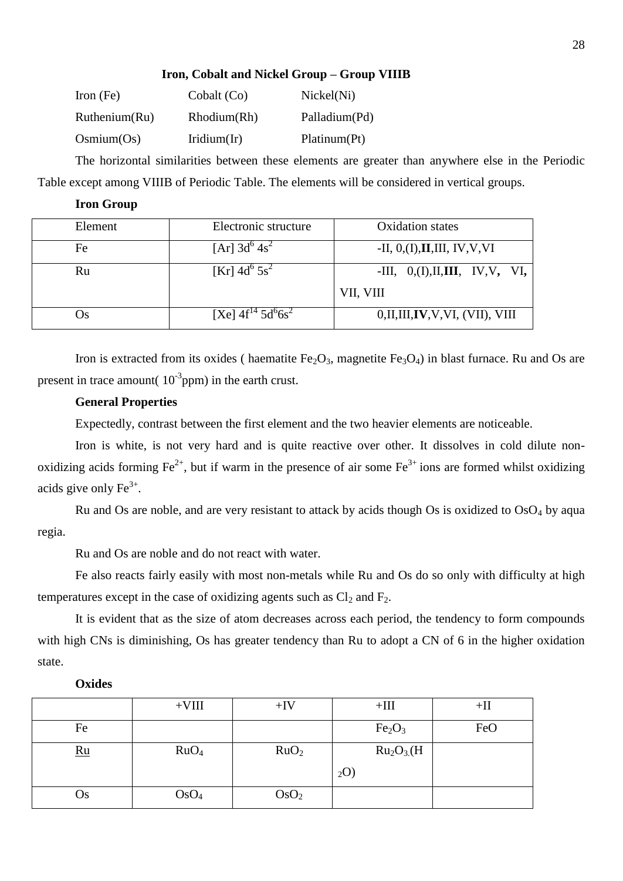## Iron, Cobalt and Nickel Group – Group VIIIB

| | | |
|---|---|---|
| Iron (Fe) | Cobalt (Co) | Nickel(Ni) |
| Ruthenium(Ru) | Rhodium(Rh) | Palladium(Pd) |
| Osmium(Os) | Iridium(Ir) | Platinum(Pt) |

The horizontal similarities between these elements are greater than anywhere else in the Periodic Table except among VIIIB of Periodic Table. The elements will be considered in vertical groups.

### Iron Group

| Element | Electronic structure | Oxidation states |
|---|---|---|
| Fe | [Ar] $3d^6\ 4s^2$ | -II, 0,(I),**II**,III, IV,V,VI |
| Ru | [Kr] $4d^6\ 5s^2$ | -III, 0,(I),II,**III**, IV,V, VI, VII, VIII |
| Os | [Xe] $4f^{14}\ 5d^6 6s^2$ | 0,II,III,**IV**,V,VI, (VII), VIII |

Iron is extracted from its oxides ( haematite $Fe_2O_3$, magnetite $Fe_3O_4$) in blast furnace. Ru and Os are present in trace amount( $10^{-3}$ppm) in the earth crust.

### General Properties

Expectedly, contrast between the first element and the two heavier elements are noticeable.

Iron is white, is not very hard and is quite reactive over other. It dissolves in cold dilute non-oxidizing acids forming $Fe^{2+}$, but if warm in the presence of air some $Fe^{3+}$ ions are formed whilst oxidizing acids give only $Fe^{3+}$.

Ru and Os are noble, and are very resistant to attack by acids though Os is oxidized to $OsO_4$ by aqua regia.

Ru and Os are noble and do not react with water.

Fe also reacts fairly easily with most non-metals while Ru and Os do so only with difficulty at high temperatures except in the case of oxidizing agents such as $Cl_2$ and $F_2$.

It is evident that as the size of atom decreases across each period, the tendency to form compounds with high CNs is diminishing, Os has greater tendency than Ru to adopt a CN of 6 in the higher oxidation state.

### Oxides

| | +VIII | +IV | +III | +II |
|---|---|---|---|---|
| Fe | | | $Fe_2O_3$ | FeO |
| Ru | $RuO_4$ | $RuO_2$ | $Ru_2O_3.(H_2O)$ | |
| Os | $OsO_4$ | $OsO_2$ | | |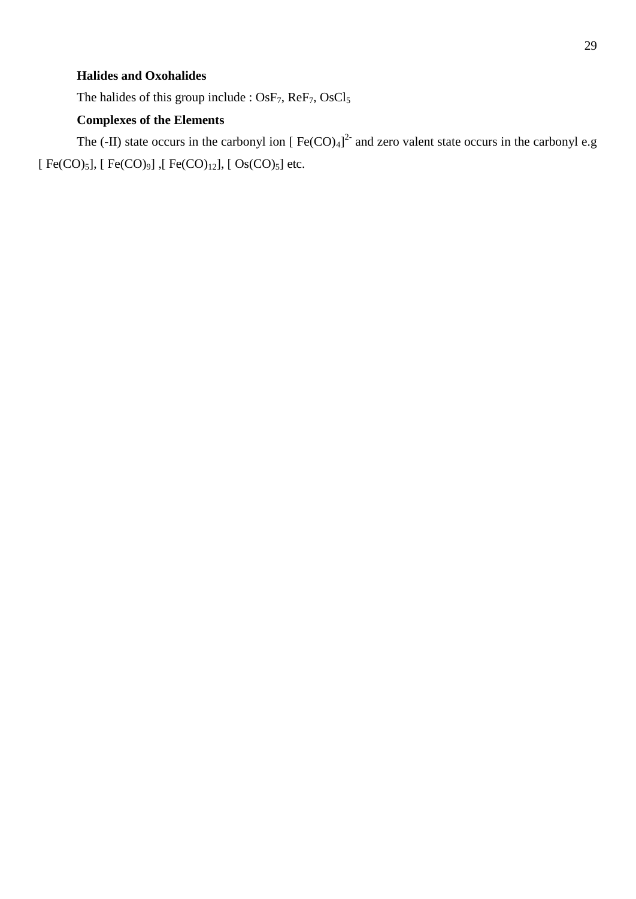**Halides and Oxohalides**

The halides of this group include : $OsF_7$, $ReF_7$, $OsCl_5$

**Complexes of the Elements**

The (-II) state occurs in the carbonyl ion [ $Fe(CO)_4$]$^{2-}$ and zero valent state occurs in the carbonyl e.g [ $Fe(CO)_5$], [ $Fe(CO)_9$] ,[ $Fe(CO)_{12}$], [ $Os(CO)_5$] etc.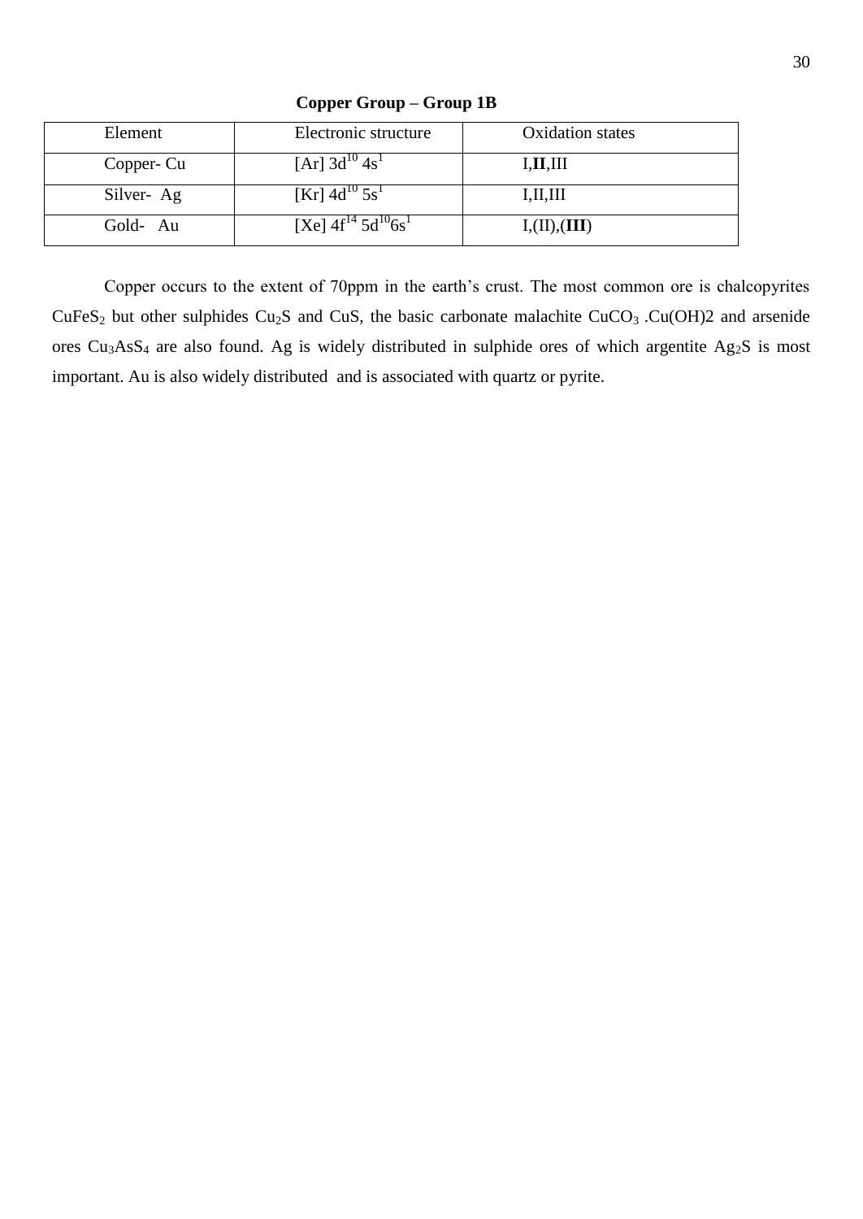**Copper Group – Group 1B**

| Element | Electronic structure | Oxidation states |
|---|---|---|
| Copper- Cu | [Ar] $3d^{10}$ $4s^{1}$ | I,**II**,III |
| Silver- Ag | [Kr] $4d^{10}$ $5s^{1}$ | I,II,III |
| Gold- Au | [Xe] $4f^{14}$ $5d^{10}6s^{1}$ | I,(II),(**III**) |

Copper occurs to the extent of 70ppm in the earth's crust. The most common ore is chalcopyrites $CuFeS_2$ but other sulphides $Cu_2S$ and CuS, the basic carbonate malachite $CuCO_3$ .Cu(OH)2 and arsenide ores $Cu_3AsS_4$ are also found. Ag is widely distributed in sulphide ores of which argentite $Ag_2S$ is most important. Au is also widely distributed and is associated with quartz or pyrite.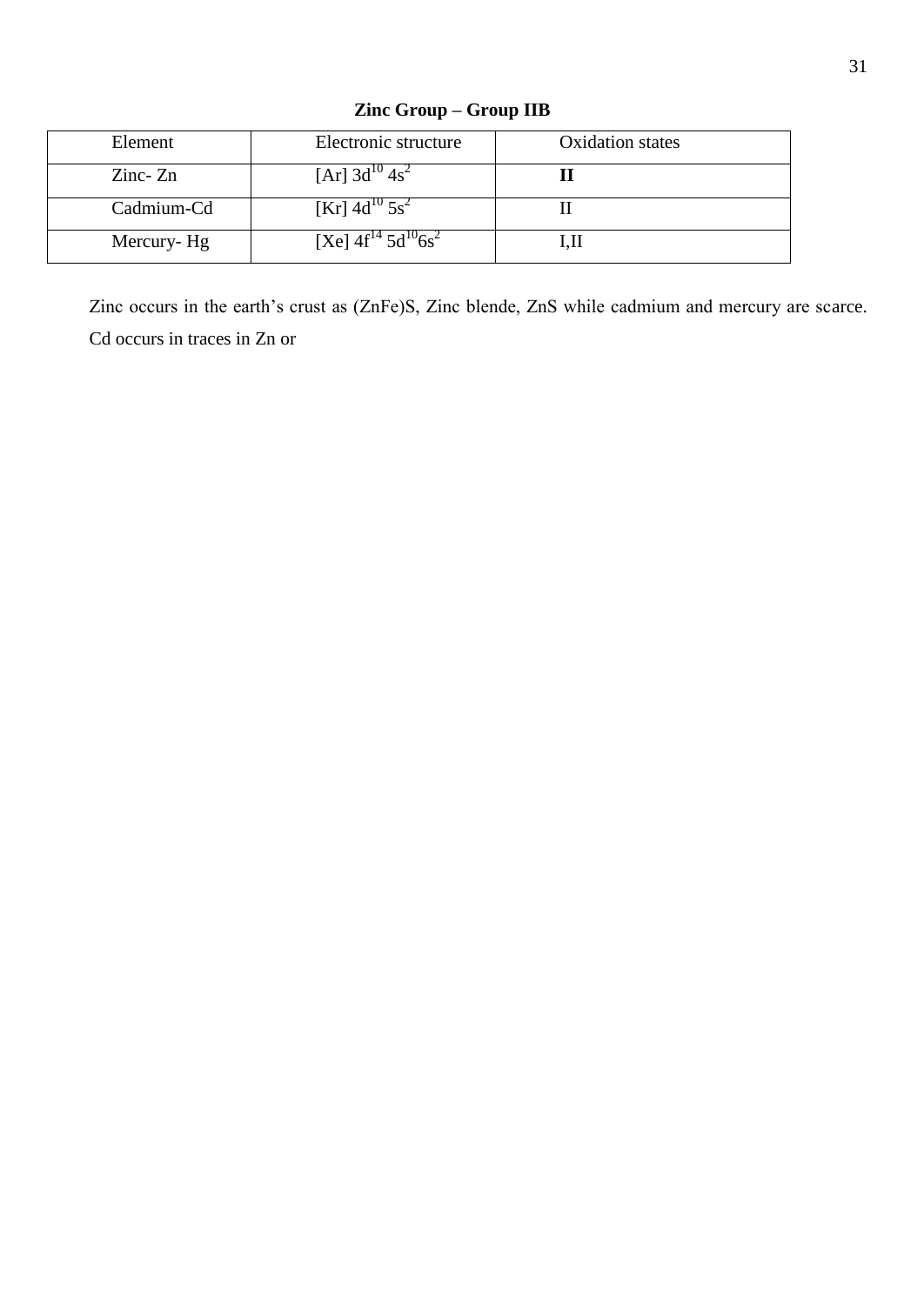**Zinc Group – Group IIB**

| Element | Electronic structure | Oxidation states |
| --- | --- | --- |
| Zinc- Zn | [Ar] $3d^{10}\ 4s^2$ | **II** |
| Cadmium-Cd | [Kr] $4d^{10}\ 5s^2$ | II |
| Mercury- Hg | [Xe] $4f^{14}\ 5d^{10}6s^2$ | I,II |

Zinc occurs in the earth's crust as (ZnFe)S, Zinc blende, ZnS while cadmium and mercury are scarce. Cd occurs in traces in Zn or